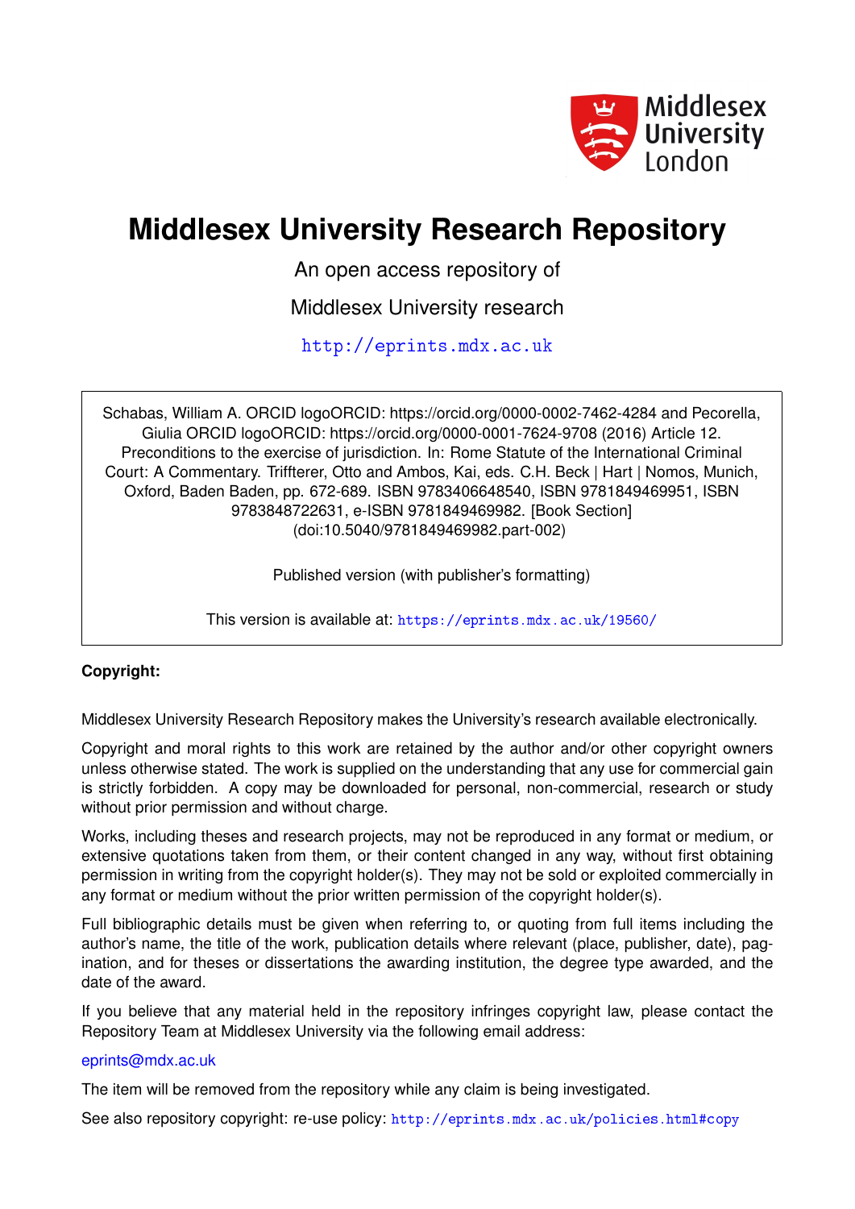Middlesex University London

# Middlesex University Research Repository

An open access repository of

Middlesex University research

http://eprints.mdx.ac.uk

Schabas, William A. ORCID logoORCID: https://orcid.org/0000-0002-7462-4284 and Pecorella, Giulia ORCID logoORCID: https://orcid.org/0000-0001-7624-9708 (2016) Article 12. Preconditions to the exercise of jurisdiction. In: Rome Statute of the International Criminal Court: A Commentary. Triffterer, Otto and Ambos, Kai, eds. C.H. Beck | Hart | Nomos, Munich, Oxford, Baden Baden, pp. 672-689. ISBN 9783406648540, ISBN 9781849469951, ISBN 9783848722631, e-ISBN 9781849469982. [Book Section] (doi:10.5040/9781849469982.part-002)

Published version (with publisher's formatting)

This version is available at: https://eprints.mdx.ac.uk/19560/

**Copyright:**

Middlesex University Research Repository makes the University's research available electronically.

Copyright and moral rights to this work are retained by the author and/or other copyright owners unless otherwise stated. The work is supplied on the understanding that any use for commercial gain is strictly forbidden. A copy may be downloaded for personal, non-commercial, research or study without prior permission and without charge.

Works, including theses and research projects, may not be reproduced in any format or medium, or extensive quotations taken from them, or their content changed in any way, without first obtaining permission in writing from the copyright holder(s). They may not be sold or exploited commercially in any format or medium without the prior written permission of the copyright holder(s).

Full bibliographic details must be given when referring to, or quoting from full items including the author's name, the title of the work, publication details where relevant (place, publisher, date), pagination, and for theses or dissertations the awarding institution, the degree type awarded, and the date of the award.

If you believe that any material held in the repository infringes copyright law, please contact the Repository Team at Middlesex University via the following email address:

eprints@mdx.ac.uk

The item will be removed from the repository while any claim is being investigated.

See also repository copyright: re-use policy: http://eprints.mdx.ac.uk/policies.html#copy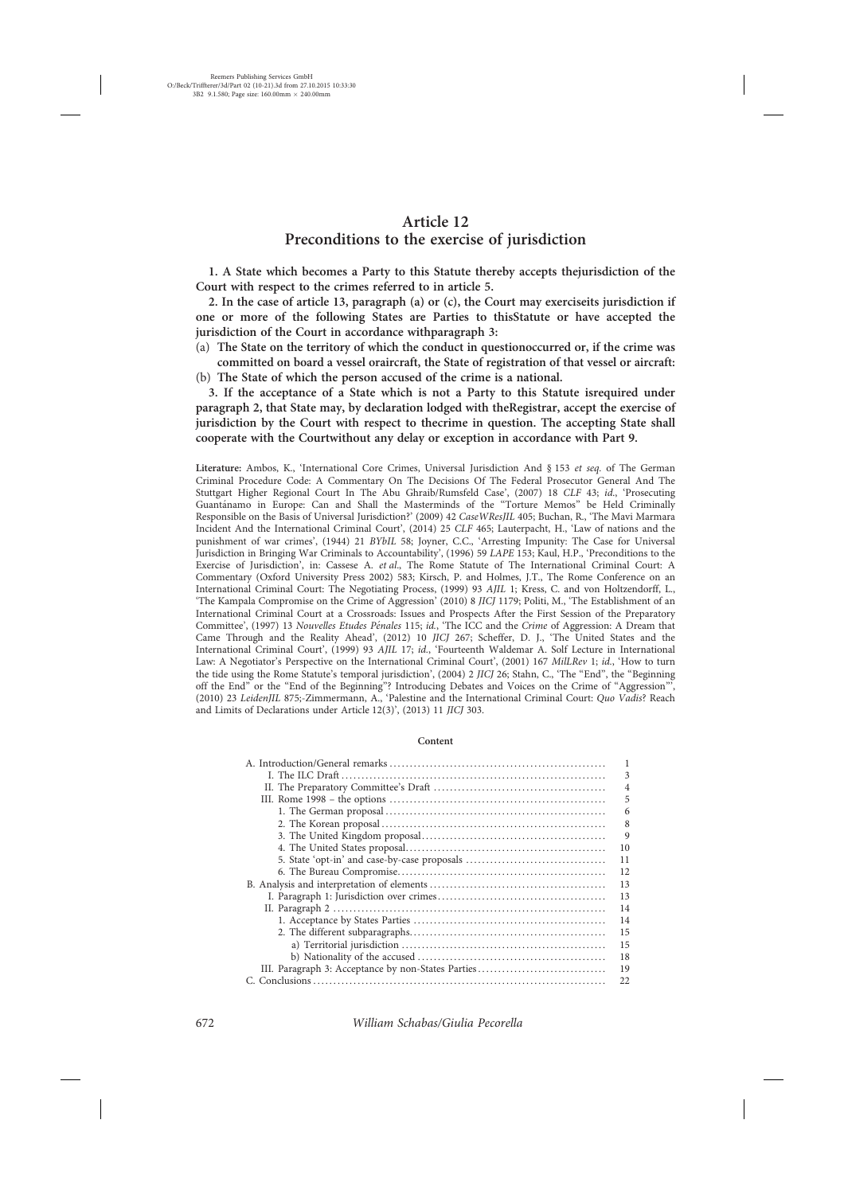# Article 12
## Preconditions to the exercise of jurisdiction

**1. A State which becomes a Party to this Statute thereby accepts thejurisdiction of the Court with respect to the crimes referred to in article 5.**

**2. In the case of article 13, paragraph (a) or (c), the Court may exerciseits jurisdiction if one or more of the following States are Parties to thisStatute or have accepted the jurisdiction of the Court in accordance withparagraph 3:**

**(a) The State on the territory of which the conduct in questionoccurred or, if the crime was committed on board a vessel oraircraft, the State of registration of that vessel or aircraft:**

**(b) The State of which the person accused of the crime is a national.**

**3. If the acceptance of a State which is not a Party to this Statute isrequired under paragraph 2, that State may, by declaration lodged with theRegistrar, accept the exercise of jurisdiction by the Court with respect to thecrime in question. The accepting State shall cooperate with the Courtwithout any delay or exception in accordance with Part 9.**

**Literature:** Ambos, K., 'International Core Crimes, Universal Jurisdiction And § 153 *et seq.* of The German Criminal Procedure Code: A Commentary On The Decisions Of The Federal Prosecutor General And The Stuttgart Higher Regional Court In The Abu Ghraib/Rumsfeld Case', (2007) 18 *CLF* 43; *id.*, 'Prosecuting Guantánamo in Europe: Can and Shall the Masterminds of the "Torture Memos" be Held Criminally Responsible on the Basis of Universal Jurisdiction?' (2009) 42 *CaseWResJIL* 405; Buchan, R., 'The Mavi Marmara Incident And the International Criminal Court', (2014) 25 *CLF* 465; Lauterpacht, H., 'Law of nations and the punishment of war crimes', (1944) 21 *BYbIL* 58; Joyner, C.C., 'Arresting Impunity: The Case for Universal Jurisdiction in Bringing War Criminals to Accountability', (1996) 59 *LAPE* 153; Kaul, H.P., 'Preconditions to the Exercise of Jurisdiction', in: Cassese A. *et al.*, The Rome Statute of The International Criminal Court: A Commentary (Oxford University Press 2002) 583; Kirsch, P. and Holmes, J.T., The Rome Conference on an International Criminal Court: The Negotiating Process, (1999) 93 *AJIL* 1; Kress, C. and von Holtzendorff, L., 'The Kampala Compromise on the Crime of Aggression' (2010) 8 *JICJ* 1179; Politi, M., 'The Establishment of an International Criminal Court at a Crossroads: Issues and Prospects After the First Session of the Preparatory Committee', (1997) 13 *Nouvelles Etudes Pénales* 115; *id.*, 'The ICC and the *Crime* of Aggression: A Dream that Came Through and the Reality Ahead', (2012) 10 *JICJ* 267; Scheffer, D. J., 'The United States and the International Criminal Court', (1999) 93 *AJIL* 17; *id.*, 'Fourteenth Waldemar A. Solf Lecture in International Law: A Negotiator's Perspective on the International Criminal Court', (2001) 167 *MilLRev* 1; *id.*, 'How to turn the tide using the Rome Statute's temporal jurisdiction', (2004) 2 *JICJ* 26; Stahn, C., 'The "End", the "Beginning off the End" or the "End of the Beginning"? Introducing Debates and Voices on the Crime of "Aggression"', (2010) 23 *LeidenJIL* 875;-Zimmermann, A., 'Palestine and the International Criminal Court: *Quo Vadis*? Reach and Limits of Declarations under Article 12(3)', (2013) 11 *JICJ* 303.

**Content**

| | |
|---|---|
| A. Introduction/General remarks | 1 |
| I. The ILC Draft | 3 |
| II. The Preparatory Committee's Draft | 4 |
| III. Rome 1998 – the options | 5 |
| 1. The German proposal | 6 |
| 2. The Korean proposal | 8 |
| 3. The United Kingdom proposal | 9 |
| 4. The United States proposal | 10 |
| 5. State 'opt-in' and case-by-case proposals | 11 |
| 6. The Bureau Compromise | 12 |
| B. Analysis and interpretation of elements | 13 |
| I. Paragraph 1: Jurisdiction over crimes | 13 |
| II. Paragraph 2 | 14 |
| 1. Acceptance by States Parties | 14 |
| 2. The different subparagraphs | 15 |
| a) Territorial jurisdiction | 15 |
| b) Nationality of the accused | 18 |
| III. Paragraph 3: Acceptance by non-States Parties | 19 |
| C. Conclusions | 22 |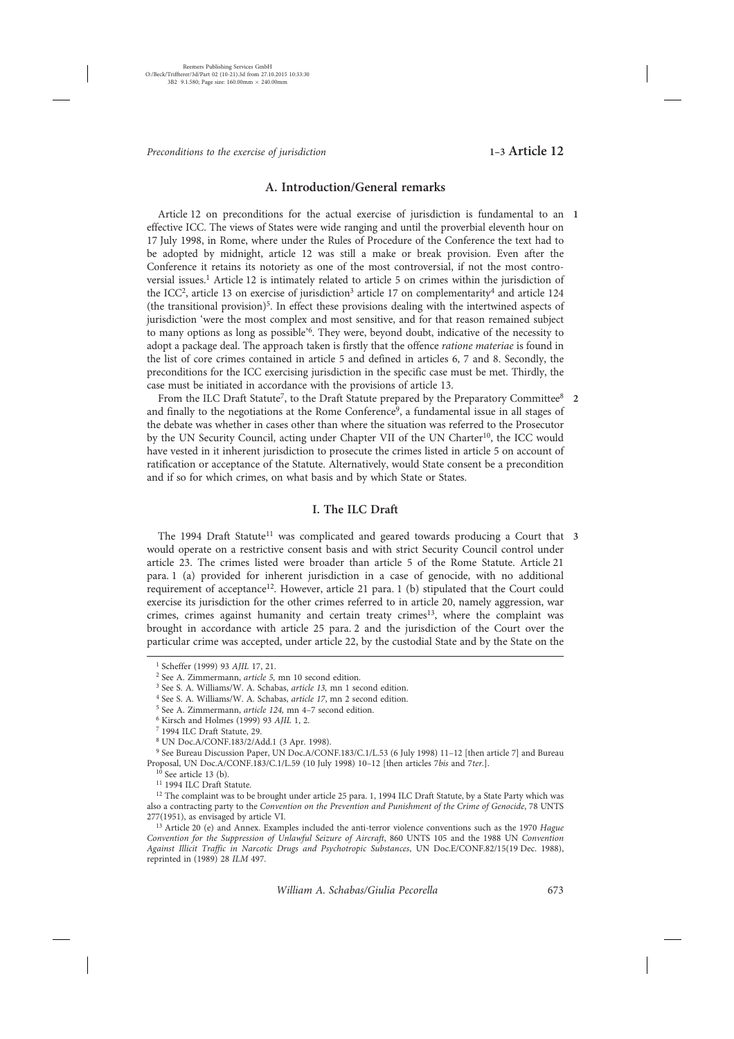## A. Introduction/General remarks

**1** Article 12 on preconditions for the actual exercise of jurisdiction is fundamental to an effective ICC. The views of States were wide ranging and until the proverbial eleventh hour on 17 July 1998, in Rome, where under the Rules of Procedure of the Conference the text had to be adopted by midnight, article 12 was still a make or break provision. Even after the Conference it retains its notoriety as one of the most controversial, if not the most controversial issues.[1] Article 12 is intimately related to article 5 on crimes within the jurisdiction of the ICC[2], article 13 on exercise of jurisdiction[3] article 17 on complementarity[4] and article 124 (the transitional provision)[5]. In effect these provisions dealing with the intertwined aspects of jurisdiction 'were the most complex and most sensitive, and for that reason remained subject to many options as long as possible'[6]. They were, beyond doubt, indicative of the necessity to adopt a package deal. The approach taken is firstly that the offence *ratione materiae* is found in the list of core crimes contained in article 5 and defined in articles 6, 7 and 8. Secondly, the preconditions for the ICC exercising jurisdiction in the specific case must be met. Thirdly, the case must be initiated in accordance with the provisions of article 13.

**2** From the ILC Draft Statute[7], to the Draft Statute prepared by the Preparatory Committee[8] and finally to the negotiations at the Rome Conference[9], a fundamental issue in all stages of the debate was whether in cases other than where the situation was referred to the Prosecutor by the UN Security Council, acting under Chapter VII of the UN Charter[10], the ICC would have vested in it inherent jurisdiction to prosecute the crimes listed in article 5 on account of ratification or acceptance of the Statute. Alternatively, would State consent be a precondition and if so for which crimes, on what basis and by which State or States.

### I. The ILC Draft

**3** The 1994 Draft Statute[11] was complicated and geared towards producing a Court that would operate on a restrictive consent basis and with strict Security Council control under article 23. The crimes listed were broader than article 5 of the Rome Statute. Article 21 para. 1 (a) provided for inherent jurisdiction in a case of genocide, with no additional requirement of acceptance[12]. However, article 21 para. 1 (b) stipulated that the Court could exercise its jurisdiction for the other crimes referred to in article 20, namely aggression, war crimes, crimes against humanity and certain treaty crimes[13], where the complaint was brought in accordance with article 25 para. 2 and the jurisdiction of the Court over the particular crime was accepted, under article 22, by the custodial State and by the State on the

---

[1] Scheffer (1999) 93 *AJIL* 17, 21.

[2] See A. Zimmermann, *article 5*, mn 10 second edition.

[3] See S. A. Williams/W. A. Schabas, *article 13*, mn 1 second edition.

[4] See S. A. Williams/W. A. Schabas, *article 17*, mn 2 second edition.

[5] See A. Zimmermann, *article 124*, mn 4–7 second edition.

[6] Kirsch and Holmes (1999) 93 *AJIL* 1, 2.

[7] 1994 ILC Draft Statute, 29.

[8] UN Doc.A/CONF.183/2/Add.1 (3 Apr. 1998).

[9] See Bureau Discussion Paper, UN Doc.A/CONF.183/C.1/L.53 (6 July 1998) 11–12 [then article 7] and Bureau Proposal, UN Doc.A/CONF.183/C.1/L.59 (10 July 1998) 10–12 [then articles 7*bis* and 7*ter*.].

[10] See article 13 (b).

[11] 1994 ILC Draft Statute.

[12] The complaint was to be brought under article 25 para. 1, 1994 ILC Draft Statute, by a State Party which was also a contracting party to the *Convention on the Prevention and Punishment of the Crime of Genocide*, 78 UNTS 277(1951), as envisaged by article VI.

[13] Article 20 (e) and Annex. Examples included the anti-terror violence conventions such as the 1970 *Hague Convention for the Suppression of Unlawful Seizure of Aircraft*, 860 UNTS 105 and the 1988 UN *Convention Against Illicit Traffic in Narcotic Drugs and Psychotropic Substances*, UN Doc.E/CONF.82/15(19 Dec. 1988), reprinted in (1989) 28 *ILM* 497.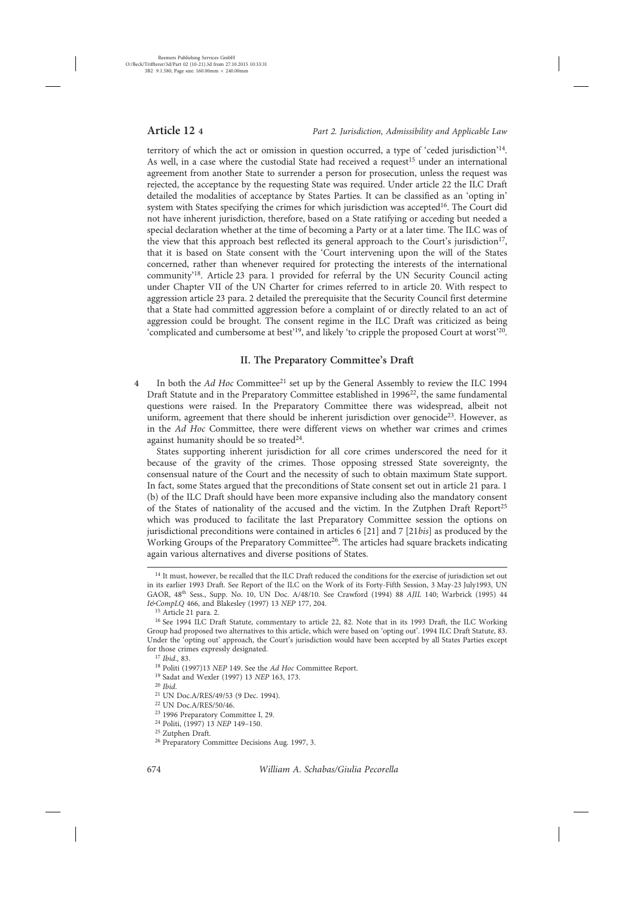territory of which the act or omission in question occurred, a type of 'ceded jurisdiction'[14]. As well, in a case where the custodial State had received a request[15] under an international agreement from another State to surrender a person for prosecution, unless the request was rejected, the acceptance by the requesting State was required. Under article 22 the ILC Draft detailed the modalities of acceptance by States Parties. It can be classified as an 'opting in' system with States specifying the crimes for which jurisdiction was accepted[16]. The Court did not have inherent jurisdiction, therefore, based on a State ratifying or acceding but needed a special declaration whether at the time of becoming a Party or at a later time. The ILC was of the view that this approach best reflected its general approach to the Court's jurisdiction[17], that it is based on State consent with the 'Court intervening upon the will of the States concerned, rather than whenever required for protecting the interests of the international community'[18]. Article 23 para. 1 provided for referral by the UN Security Council acting under Chapter VII of the UN Charter for crimes referred to in article 20. With respect to aggression article 23 para. 2 detailed the prerequisite that the Security Council first determine that a State had committed aggression before a complaint of or directly related to an act of aggression could be brought. The consent regime in the ILC Draft was criticized as being 'complicated and cumbersome at best'[19], and likely 'to cripple the proposed Court at worst'[20].

## II. The Preparatory Committee's Draft

**4** In both the *Ad Hoc* Committee[21] set up by the General Assembly to review the ILC 1994 Draft Statute and in the Preparatory Committee established in 1996[22], the same fundamental questions were raised. In the Preparatory Committee there was widespread, albeit not uniform, agreement that there should be inherent jurisdiction over genocide[23]. However, as in the *Ad Hoc* Committee, there were different views on whether war crimes and crimes against humanity should be so treated[24].

States supporting inherent jurisdiction for all core crimes underscored the need for it because of the gravity of the crimes. Those opposing stressed State sovereignty, the consensual nature of the Court and the necessity of such to obtain maximum State support. In fact, some States argued that the preconditions of State consent set out in article 21 para. 1 (b) of the ILC Draft should have been more expansive including also the mandatory consent of the States of nationality of the accused and the victim. In the Zutphen Draft Report[25] which was produced to facilitate the last Preparatory Committee session the options on jurisdictional preconditions were contained in articles 6 [21] and 7 [21*bis*] as produced by the Working Groups of the Preparatory Committee[26]. The articles had square brackets indicating again various alternatives and diverse positions of States.

---

[14] It must, however, be recalled that the ILC Draft reduced the conditions for the exercise of jurisdiction set out in its earlier 1993 Draft. See Report of the ILC on the Work of its Forty-Fifth Session, 3 May-23 July1993, UN GAOR, 48th Sess., Supp. No. 10, UN Doc. A/48/10. See Crawford (1994) 88 *AJIL* 140; Warbrick (1995) 44 *I&CompLQ* 466, and Blakesley (1997) 13 *NEP* 177, 204.

[15] Article 21 para. 2.

[16] See 1994 ILC Draft Statute, commentary to article 22, 82. Note that in its 1993 Draft, the ILC Working Group had proposed two alternatives to this article, which were based on 'opting out'. 1994 ILC Draft Statute, 83. Under the 'opting out' approach, the Court's jurisdiction would have been accepted by all States Parties except for those crimes expressly designated.

[17] *Ibid*., 83.

[18] Politi (1997)13 *NEP* 149. See the *Ad Hoc* Committee Report.

[19] Sadat and Wexler (1997) 13 *NEP* 163, 173.

[20] *Ibid*.

[21] UN Doc.A/RES/49/53 (9 Dec. 1994).

[22] UN Doc.A/RES/50/46.

[23] 1996 Preparatory Committee I, 29.

[24] Politi, (1997) 13 *NEP* 149–150.

[25] Zutphen Draft.

[26] Preparatory Committee Decisions Aug. 1997, 3.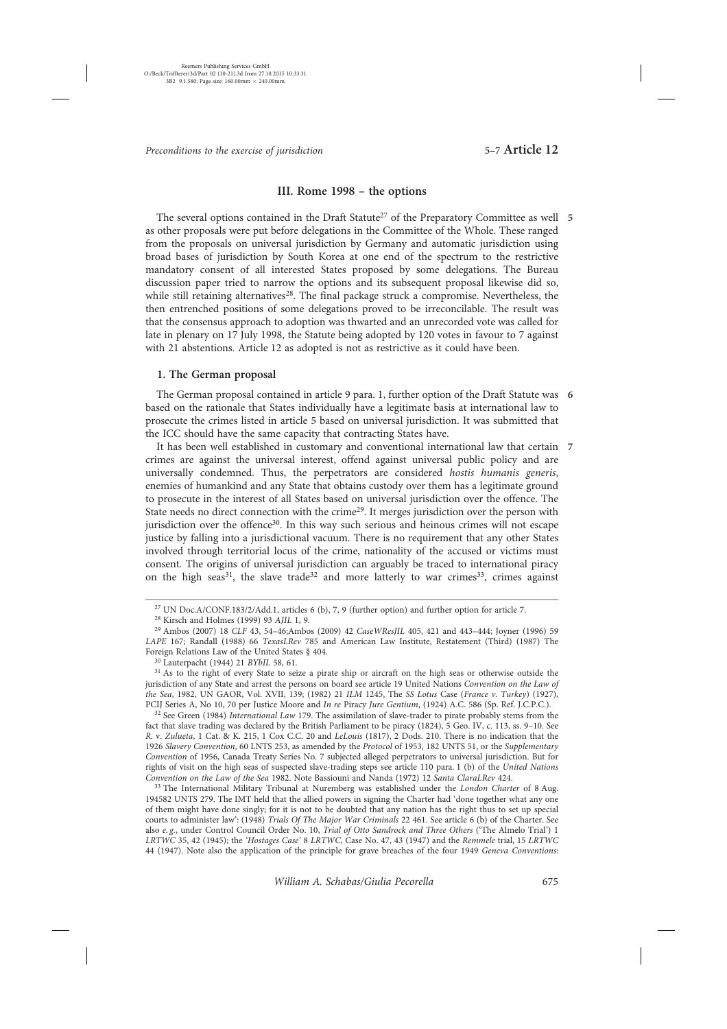### III. Rome 1998 – the options

**5** The several options contained in the Draft Statute[27] of the Preparatory Committee as well as other proposals were put before delegations in the Committee of the Whole. These ranged from the proposals on universal jurisdiction by Germany and automatic jurisdiction using broad bases of jurisdiction by South Korea at one end of the spectrum to the restrictive mandatory consent of all interested States proposed by some delegations. The Bureau discussion paper tried to narrow the options and its subsequent proposal likewise did so, while still retaining alternatives[28]. The final package struck a compromise. Nevertheless, the then entrenched positions of some delegations proved to be irreconcilable. The result was that the consensus approach to adoption was thwarted and an unrecorded vote was called for late in plenary on 17 July 1998, the Statute being adopted by 120 votes in favour to 7 against with 21 abstentions. Article 12 as adopted is not as restrictive as it could have been.

#### 1. The German proposal

**6** The German proposal contained in article 9 para. 1, further option of the Draft Statute was based on the rationale that States individually have a legitimate basis at international law to prosecute the crimes listed in article 5 based on universal jurisdiction. It was submitted that the ICC should have the same capacity that contracting States have.

**7** It has been well established in customary and conventional international law that certain crimes are against the universal interest, offend against universal public policy and are universally condemned. Thus, the perpetrators are considered *hostis humanis generis*, enemies of humankind and any State that obtains custody over them has a legitimate ground to prosecute in the interest of all States based on universal jurisdiction over the offence. The State needs no direct connection with the crime[29]. It merges jurisdiction over the person with jurisdiction over the offence[30]. In this way such serious and heinous crimes will not escape justice by falling into a jurisdictional vacuum. There is no requirement that any other States involved through territorial locus of the crime, nationality of the accused or victims must consent. The origins of universal jurisdiction can arguably be traced to international piracy on the high seas[31], the slave trade[32] and more latterly to war crimes[33], crimes against

---

[27] UN Doc.A/CONF.183/2/Add.1, articles 6 (b), 7, 9 (further option) and further option for article 7.

[28] Kirsch and Holmes (1999) 93 *AJIL* 1, 9.

[29] Ambos (2007) 18 *CLF* 43, 54–46;Ambos (2009) 42 *CaseWResJIL* 405, 421 and 443–444; Joyner (1996) 59 *LAPE* 167; Randall (1988) 66 *TexasLRev* 785 and American Law Institute, Restatement (Third) (1987) The Foreign Relations Law of the United States § 404.

[30] Lauterpacht (1944) 21 *BYbIL* 58, 61.

[31] As to the right of every State to seize a pirate ship or aircraft on the high seas or otherwise outside the jurisdiction of any State and arrest the persons on board see article 19 United Nations *Convention on the Law of the Sea*, 1982, UN GAOR, Vol. XVII, 139; (1982) 21 *ILM* 1245, The *SS Lotus* Case (*France v. Turkey*) (1927), PCIJ Series A, No 10, 70 per Justice Moore and *In re* Piracy *Jure Gentium*, (1924) A.C. 586 (Sp. Ref. J.C.P.C.).

[32] See Green (1984) *International Law* 179. The assimilation of slave-trader to pirate probably stems from the fact that slave trading was declared by the British Parliament to be piracy (1824), 5 Geo. IV, c. 113, ss. 9–10. See *R.* v. *Zulueta*, 1 Cat. & K. 215, 1 Cox C.C. 20 and *LeLouis* (1817), 2 Dods. 210. There is no indication that the 1926 *Slavery Convention*, 60 LNTS 253, as amended by the *Protocol* of 1953, 182 UNTS 51, or the *Supplementary Convention* of 1956, Canada Treaty Series No. 7 subjected alleged perpetrators to universal jurisdiction. But for rights of visit on the high seas of suspected slave-trading steps see article 110 para. 1 (b) of the *United Nations Convention on the Law of the Sea* 1982. Note Bassiouni and Nanda (1972) 12 *Santa ClaraLRev* 424.

[33] The International Military Tribunal at Nuremberg was established under the *London Charter* of 8 Aug. 194582 UNTS 279. The IMT held that the allied powers in signing the Charter had 'done together what any one of them might have done singly; for it is not to be doubted that any nation has the right thus to set up special courts to administer law': (1948) *Trials Of The Major War Criminals* 22 461. See article 6 (b) of the Charter. See also *e.g.*, under Control Council Order No. 10, *Trial of Otto Sandrock and Three Others* ('The Almelo Trial') 1 *LRTWC* 35, 42 (1945); the *'Hostages Case'* 8 *LRTWC*, Case No. 47, 43 (1947) and the *Remmele* trial, 15 *LRTWC* 44 (1947). Note also the application of the principle for grave breaches of the four 1949 *Geneva Conventions*: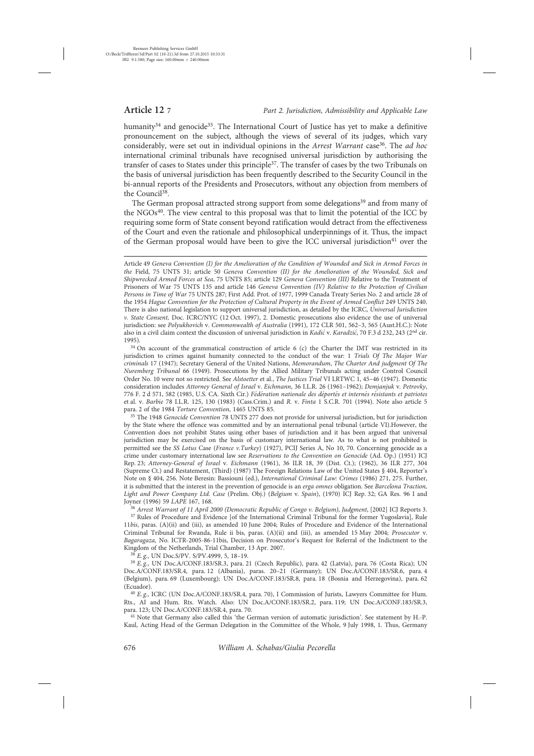humanity[34] and genocide[35]. The International Court of Justice has yet to make a definitive pronouncement on the subject, although the views of several of its judges, which vary considerably, were set out in individual opinions in the *Arrest Warrant* case[36]. The *ad hoc* international criminal tribunals have recognised universal jurisdiction by authorising the transfer of cases to States under this principle[37]. The transfer of cases by the two Tribunals on the basis of universal jurisdiction has been frequently described to the Security Council in the bi-annual reports of the Presidents and Prosecutors, without any objection from members of the Council[38].

The German proposal attracted strong support from some delegations[39] and from many of the NGOs[40]. The view central to this proposal was that to limit the potential of the ICC by requiring some form of State consent beyond ratification would detract from the effectiveness of the Court and even the rationale and philosophical underpinnings of it. Thus, the impact of the German proposal would have been to give the ICC universal jurisdiction[41] over the

---

Article 49 *Geneva Convention (I) for the Amelioration of the Condition of Wounded and Sick in Armed Forces in the* Field, 75 UNTS 31; article 50 *Geneva Convention (II) for the Amelioration of the Wounded, Sick and Shipwrecked Armed Forces at Sea*, 75 UNTS 85; article 129 *Geneva Convention (III)* Relative to the Treatment of Prisoners of War 75 UNTS 135 and article 146 *Geneva Convention (IV) Relative to the Protection of Civilian Persons in Time of War* 75 UNTS 287; First Add. Prot. of 1977, 1999 Canada Treaty Series No. 2 and article 28 of the 1954 *Hague Convention for the Protection of Cultural Property in the Event of Armed Conflict* 249 UNTS 240. There is also national legislation to support universal jurisdiction, as detailed by the ICRC, *Universal Jurisdiction v. State Consent,* Doc. ICRC/NYC (12 Oct. 1997), 2. Domestic prosecutions also evidence the use of universal jurisdiction: see *Polyukhovich* v. *Commonwealth of Australia* (1991), 172 CLR 501, 562–3, 565 (Aust.H.C.): Note also in a civil claim context the discussion of universal jurisdiction in *Kadić* v. *Karadzić*, 70 F.3 d 232, 243 (2nd cir. 1995).

[34] On account of the grammatical construction of article 6 (c) the Charter the IMT was restricted in its jurisdiction to crimes against humanity connected to the conduct of the war: 1 *Trials Of The Major War criminals* 17 (1947); Secretary General of the United Nations, *Memorandum*, *The Charter And judgment Of The Nuremberg Tribunal* 66 (1949). Prosecutions by the Allied Military Tribunals acting under Control Council Order No. 10 were not so restricted. See *Alstoetter* et al., *The Justices Trial* VI LRTWC 1, 45–46 (1947). Domestic consideration includes *Attorney General of Israel* v. *Eichmann*, 36 I.L.R. 26 (1961–1962); *Demjanjuk* v. *Petrovky*, 776 F. 2 d 571, 582 (1985, U.S. CA. Sixth Cir.) *Fédération nationale des déportés et internés résistants et patriotes* et al. v. *Barbie* 78 I.L.R. 125, 130 (1983) (Cass.Crim.) and *R.* v. *Finta* 1 S.C.R. 701 (1994). Note also article 5 para. 2 of the 1984 *Torture Convention*, 1465 UNTS 85.

[35] The 1948 *Genocide Convention* 78 UNTS 277 does not provide for universal jurisdiction, but for jurisdiction by the State where the offence was committed and by an international penal tribunal (article VI).However, the Convention does not prohibit States using other bases of jurisdiction and it has been argued that universal jurisdiction may be exercised on the basis of customary international law. As to what is not prohibited is permitted see the *SS Lotus* Case (*France v.Turkey*) (1927), PCIJ Series A, No 10, 70. Concerning genocide as a crime under customary international law see *Reservations to the Convention on Genocide* (Ad. Op.) (1951) ICJ Rep. 23; *Attorney-General of Israel* v. *Eichmann* (1961), 36 ILR 18, 39 (Dist. Ct.); (1962), 36 ILR 277, 304 (Supreme Ct.) and Restatement, (Third) (1987) The Foreign Relations Law of the United States § 404, Reporter's Note on § 404, 256. Note Beresin: Bassiouni (ed.), *International Criminal Law: Crimes* (1986) 271, 275. Further, it is submitted that the interest in the prevention of genocide is an *erga omnes* obligation. See *Barcelona Traction, Light and Power Company Ltd. Case* (Prelim. Obj.) (*Belgium* v. *Spain*), (1970) ICJ Rep. 32; GA Res. 96 I and Joyner (1996) 59 *LAPE* 167, 168.

[36] *Arrest Warrant of 11 April 2000 (Democratic Republic of Congo v. Belgium), Judgment*, [2002] ICJ Reports 3.

[37] Rules of Procedure and Evidence [of the International Criminal Tribunal for the former Yugoslavia], Rule 11*bis*, paras. (A)(ii) and (iii), as amended 10 June 2004; Rules of Procedure and Evidence of the International Criminal Tribunal for Rwanda, Rule ii bis, paras. (A)(ii) and (iii), as amended 15 May 2004; *Prosecutor* v. *Bagaragaza,* No. ICTR-2005-86-11bis, Decision on Prosecutor's Request for Referral of the Indictment to the Kingdom of the Netherlands, Trial Chamber, 13 Apr. 2007.

[38] *E. g.*, UN Doc.S/PV. S/PV.4999, 5, 18–19.

[39] *E. g.*, UN Doc.A/CONF.183/SR.3, para. 21 (Czech Republic), para. 42 (Latvia), para. 76 (Costa Rica); UN Doc.A/CONF.183/SR.4, para. 12 (Albania), paras. 20–21 (Germany); UN Doc.A/CONF.183/SR.6, para. 4 (Belgium), para. 69 (Luxembourg); UN Doc.A/CONF.183/SR.8, para. 18 (Bosnia and Herzegovina), para. 62 (Ecuador).

[40] *E. g.*, ICRC (UN Doc.A/CONF.183/SR.4, para. 70), I Commission of Jurists, Lawyers Committee for Hum. Rts., AI and Hum. Rts. Watch. Also: UN Doc.A/CONF.183/SR.2, para. 119; UN Doc.A/CONF.183/SR.3, para. 123; UN Doc.A/CONF.183/SR.4, para. 70.

[41] Note that Germany also called this 'the German version of automatic jurisdiction'. See statement by H.-P. Kaul, Acting Head of the German Delegation in the Committee of the Whole, 9 July 1998, 1. Thus, Germany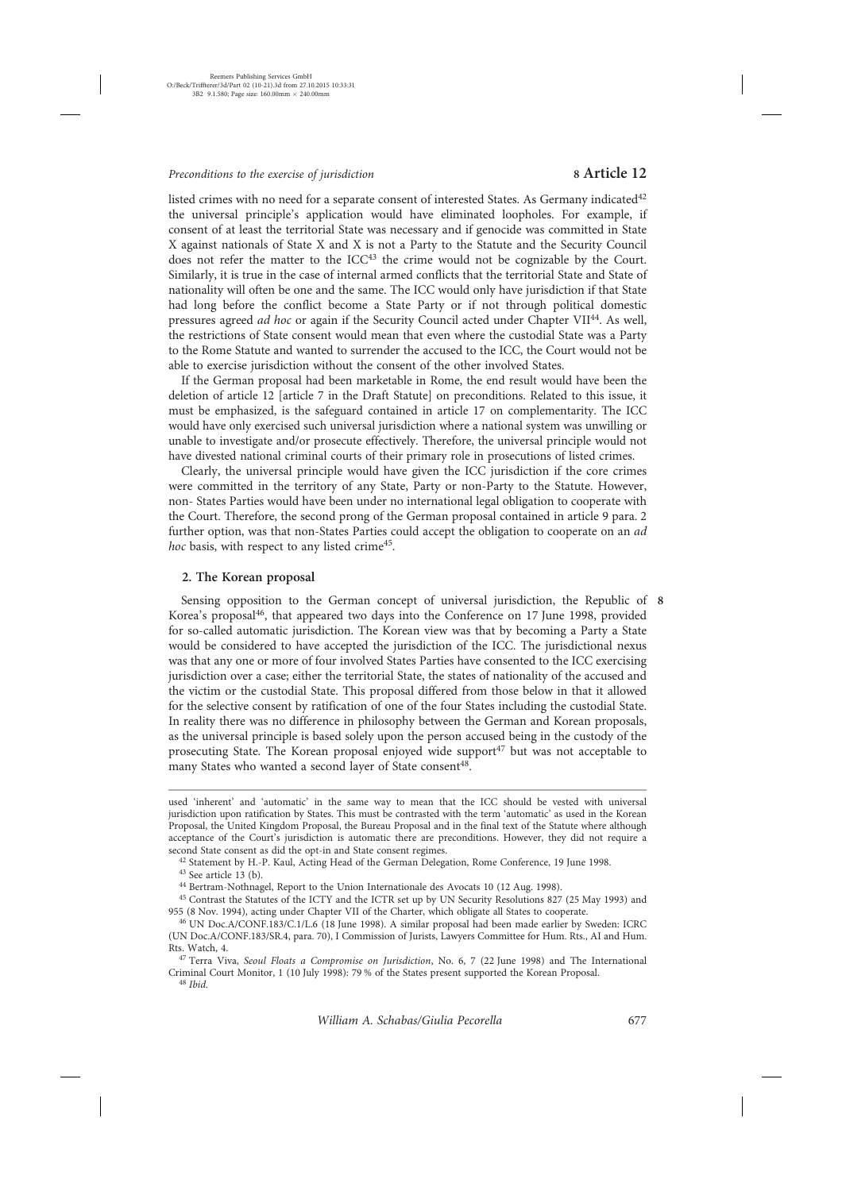listed crimes with no need for a separate consent of interested States. As Germany indicated[42] the universal principle's application would have eliminated loopholes. For example, if consent of at least the territorial State was necessary and if genocide was committed in State X against nationals of State X and X is not a Party to the Statute and the Security Council does not refer the matter to the ICC[43] the crime would not be cognizable by the Court. Similarly, it is true in the case of internal armed conflicts that the territorial State and State of nationality will often be one and the same. The ICC would only have jurisdiction if that State had long before the conflict become a State Party or if not through political domestic pressures agreed *ad hoc* or again if the Security Council acted under Chapter VII[44]. As well, the restrictions of State consent would mean that even where the custodial State was a Party to the Rome Statute and wanted to surrender the accused to the ICC, the Court would not be able to exercise jurisdiction without the consent of the other involved States.

If the German proposal had been marketable in Rome, the end result would have been the deletion of article 12 [article 7 in the Draft Statute] on preconditions. Related to this issue, it must be emphasized, is the safeguard contained in article 17 on complementarity. The ICC would have only exercised such universal jurisdiction where a national system was unwilling or unable to investigate and/or prosecute effectively. Therefore, the universal principle would not have divested national criminal courts of their primary role in prosecutions of listed crimes.

Clearly, the universal principle would have given the ICC jurisdiction if the core crimes were committed in the territory of any State, Party or non-Party to the Statute. However, non- States Parties would have been under no international legal obligation to cooperate with the Court. Therefore, the second prong of the German proposal contained in article 9 para. 2 further option, was that non-States Parties could accept the obligation to cooperate on an *ad hoc* basis, with respect to any listed crime[45].

### 2. The Korean proposal

**8** Sensing opposition to the German concept of universal jurisdiction, the Republic of Korea's proposal[46], that appeared two days into the Conference on 17 June 1998, provided for so-called automatic jurisdiction. The Korean view was that by becoming a Party a State would be considered to have accepted the jurisdiction of the ICC. The jurisdictional nexus was that any one or more of four involved States Parties have consented to the ICC exercising jurisdiction over a case; either the territorial State, the states of nationality of the accused and the victim or the custodial State. This proposal differed from those below in that it allowed for the selective consent by ratification of one of the four States including the custodial State. In reality there was no difference in philosophy between the German and Korean proposals, as the universal principle is based solely upon the person accused being in the custody of the prosecuting State. The Korean proposal enjoyed wide support[47] but was not acceptable to many States who wanted a second layer of State consent[48].

---

used 'inherent' and 'automatic' in the same way to mean that the ICC should be vested with universal jurisdiction upon ratification by States. This must be contrasted with the term 'automatic' as used in the Korean Proposal, the United Kingdom Proposal, the Bureau Proposal and in the final text of the Statute where although acceptance of the Court's jurisdiction is automatic there are preconditions. However, they did not require a second State consent as did the opt-in and State consent regimes.

[42] Statement by H.-P. Kaul, Acting Head of the German Delegation, Rome Conference, 19 June 1998.

[43] See article 13 (b).

[44] Bertram-Nothnagel, Report to the Union Internationale des Avocats 10 (12 Aug. 1998).

[45] Contrast the Statutes of the ICTY and the ICTR set up by UN Security Resolutions 827 (25 May 1993) and 955 (8 Nov. 1994), acting under Chapter VII of the Charter, which obligate all States to cooperate.

[46] UN Doc.A/CONF.183/C.1/L.6 (18 June 1998). A similar proposal had been made earlier by Sweden: ICRC (UN Doc.A/CONF.183/SR.4, para. 70), I Commission of Jurists, Lawyers Committee for Hum. Rts., AI and Hum. Rts. Watch, 4.

[47] Terra Viva, *Seoul Floats a Compromise on Jurisdiction*, No. 6, 7 (22 June 1998) and The International Criminal Court Monitor, 1 (10 July 1998): 79 % of the States present supported the Korean Proposal.

[48] *Ibid.*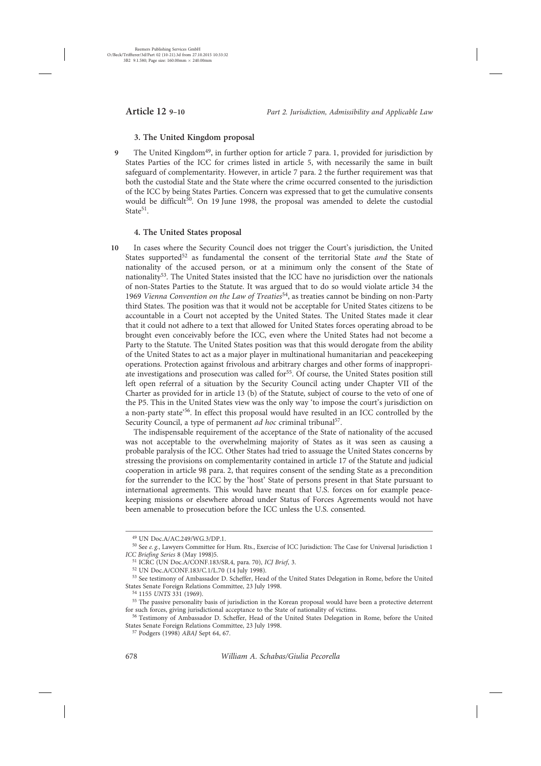### 3. The United Kingdom proposal

**9** The United Kingdom[49], in further option for article 7 para. 1, provided for jurisdiction by States Parties of the ICC for crimes listed in article 5, with necessarily the same in built safeguard of complementarity. However, in article 7 para. 2 the further requirement was that both the custodial State and the State where the crime occurred consented to the jurisdiction of the ICC by being States Parties. Concern was expressed that to get the cumulative consents would be difficult[50]. On 19 June 1998, the proposal was amended to delete the custodial State[51].

### 4. The United States proposal

**10** In cases where the Security Council does not trigger the Court's jurisdiction, the United States supported[52] as fundamental the consent of the territorial State *and* the State of nationality of the accused person, or at a minimum only the consent of the State of nationality[53]. The United States insisted that the ICC have no jurisdiction over the nationals of non-States Parties to the Statute. It was argued that to do so would violate article 34 the 1969 *Vienna Convention on the Law of Treaties*[54], as treaties cannot be binding on non-Party third States. The position was that it would not be acceptable for United States citizens to be accountable in a Court not accepted by the United States. The United States made it clear that it could not adhere to a text that allowed for United States forces operating abroad to be brought even conceivably before the ICC, even where the United States had not become a Party to the Statute. The United States position was that this would derogate from the ability of the United States to act as a major player in multinational humanitarian and peacekeeping operations. Protection against frivolous and arbitrary charges and other forms of inappropriate investigations and prosecution was called for[55]. Of course, the United States position still left open referral of a situation by the Security Council acting under Chapter VII of the Charter as provided for in article 13 (b) of the Statute, subject of course to the veto of one of the P5. This in the United States view was the only way 'to impose the court's jurisdiction on a non-party state'[56]. In effect this proposal would have resulted in an ICC controlled by the Security Council, a type of permanent *ad hoc* criminal tribunal[57].

The indispensable requirement of the acceptance of the State of nationality of the accused was not acceptable to the overwhelming majority of States as it was seen as causing a probable paralysis of the ICC. Other States had tried to assuage the United States concerns by stressing the provisions on complementarity contained in article 17 of the Statute and judicial cooperation in article 98 para. 2, that requires consent of the sending State as a precondition for the surrender to the ICC by the 'host' State of persons present in that State pursuant to international agreements. This would have meant that U.S. forces on for example peacekeeping missions or elsewhere abroad under Status of Forces Agreements would not have been amenable to prosecution before the ICC unless the U.S. consented.

---

[49] UN Doc.A/AC.249/WG.3/DP.1.

[50] See *e. g.*, Lawyers Committee for Hum. Rts., Exercise of ICC Jurisdiction: The Case for Universal Jurisdiction 1 *ICC Briefing Series* 8 (May 1998)5.

[51] ICRC (UN Doc.A/CONF.183/SR.4, para. 70), *ICJ Brief*, 3.

[52] UN Doc.A/CONF.183/C.1/L.70 (14 July 1998).

[53] See testimony of Ambassador D. Scheffer, Head of the United States Delegation in Rome, before the United States Senate Foreign Relations Committee, 23 July 1998.

[54] 1155 *UNTS* 331 (1969).

[55] The passive personality basis of jurisdiction in the Korean proposal would have been a protective deterrent for such forces, giving jurisdictional acceptance to the State of nationality of victims.

[56] Testimony of Ambassador D. Scheffer, Head of the United States Delegation in Rome, before the United States Senate Foreign Relations Committee, 23 July 1998.

[57] Podgers (1998) *ABAJ* Sept 64, 67.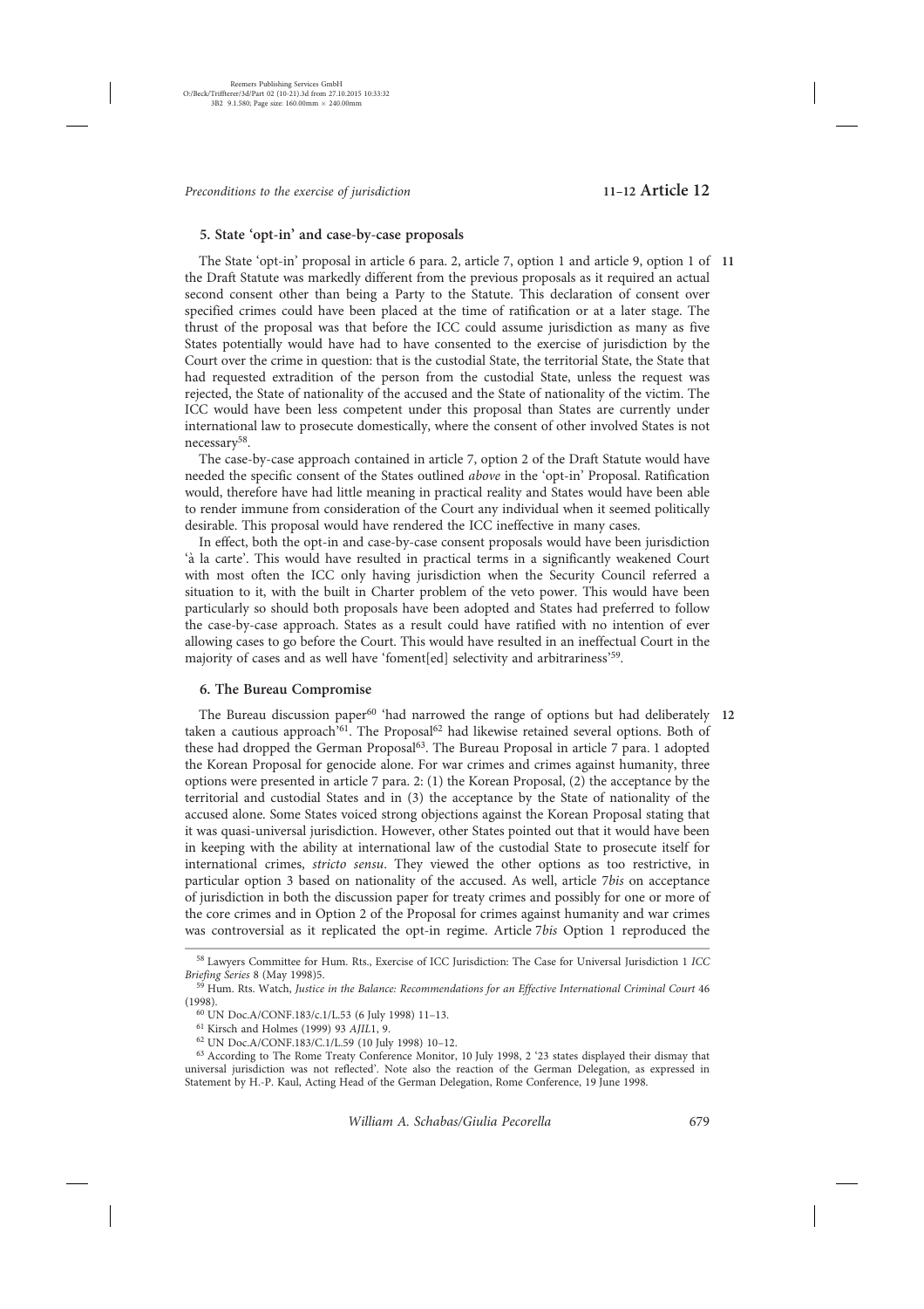### 5. State 'opt-in' and case-by-case proposals

**11** The State 'opt-in' proposal in article 6 para. 2, article 7, option 1 and article 9, option 1 of the Draft Statute was markedly different from the previous proposals as it required an actual second consent other than being a Party to the Statute. This declaration of consent over specified crimes could have been placed at the time of ratification or at a later stage. The thrust of the proposal was that before the ICC could assume jurisdiction as many as five States potentially would have had to have consented to the exercise of jurisdiction by the Court over the crime in question: that is the custodial State, the territorial State, the State that had requested extradition of the person from the custodial State, unless the request was rejected, the State of nationality of the accused and the State of nationality of the victim. The ICC would have been less competent under this proposal than States are currently under international law to prosecute domestically, where the consent of other involved States is not necessary[58].

The case-by-case approach contained in article 7, option 2 of the Draft Statute would have needed the specific consent of the States outlined *above* in the 'opt-in' Proposal. Ratification would, therefore have had little meaning in practical reality and States would have been able to render immune from consideration of the Court any individual when it seemed politically desirable. This proposal would have rendered the ICC ineffective in many cases.

In effect, both the opt-in and case-by-case consent proposals would have been jurisdiction 'à la carte'. This would have resulted in practical terms in a significantly weakened Court with most often the ICC only having jurisdiction when the Security Council referred a situation to it, with the built in Charter problem of the veto power. This would have been particularly so should both proposals have been adopted and States had preferred to follow the case-by-case approach. States as a result could have ratified with no intention of ever allowing cases to go before the Court. This would have resulted in an ineffectual Court in the majority of cases and as well have 'foment[ed] selectivity and arbitrariness'[59].

### 6. The Bureau Compromise

**12** The Bureau discussion paper[60] 'had narrowed the range of options but had deliberately taken a cautious approach'[61]. The Proposal[62] had likewise retained several options. Both of these had dropped the German Proposal[63]. The Bureau Proposal in article 7 para. 1 adopted the Korean Proposal for genocide alone. For war crimes and crimes against humanity, three options were presented in article 7 para. 2: (1) the Korean Proposal, (2) the acceptance by the territorial and custodial States and in (3) the acceptance by the State of nationality of the accused alone. Some States voiced strong objections against the Korean Proposal stating that it was quasi-universal jurisdiction. However, other States pointed out that it would have been in keeping with the ability at international law of the custodial State to prosecute itself for international crimes, *stricto sensu*. They viewed the other options as too restrictive, in particular option 3 based on nationality of the accused. As well, article 7*bis* on acceptance of jurisdiction in both the discussion paper for treaty crimes and possibly for one or more of the core crimes and in Option 2 of the Proposal for crimes against humanity and war crimes was controversial as it replicated the opt-in regime. Article 7*bis* Option 1 reproduced the

---

[58] Lawyers Committee for Hum. Rts., Exercise of ICC Jurisdiction: The Case for Universal Jurisdiction 1 *ICC Briefing Series* 8 (May 1998)5.

[59] Hum. Rts. Watch, *Justice in the Balance: Recommendations for an Effective International Criminal Court* 46 (1998).

[60] UN Doc.A/CONF.183/c.1/L.53 (6 July 1998) 11–13.

[61] Kirsch and Holmes (1999) 93 *AJIL*1, 9.

[62] UN Doc.A/CONF.183/C.1/L.59 (10 July 1998) 10–12.

[63] According to The Rome Treaty Conference Monitor, 10 July 1998, 2 '23 states displayed their dismay that universal jurisdiction was not reflected'. Note also the reaction of the German Delegation, as expressed in Statement by H.-P. Kaul, Acting Head of the German Delegation, Rome Conference, 19 June 1998.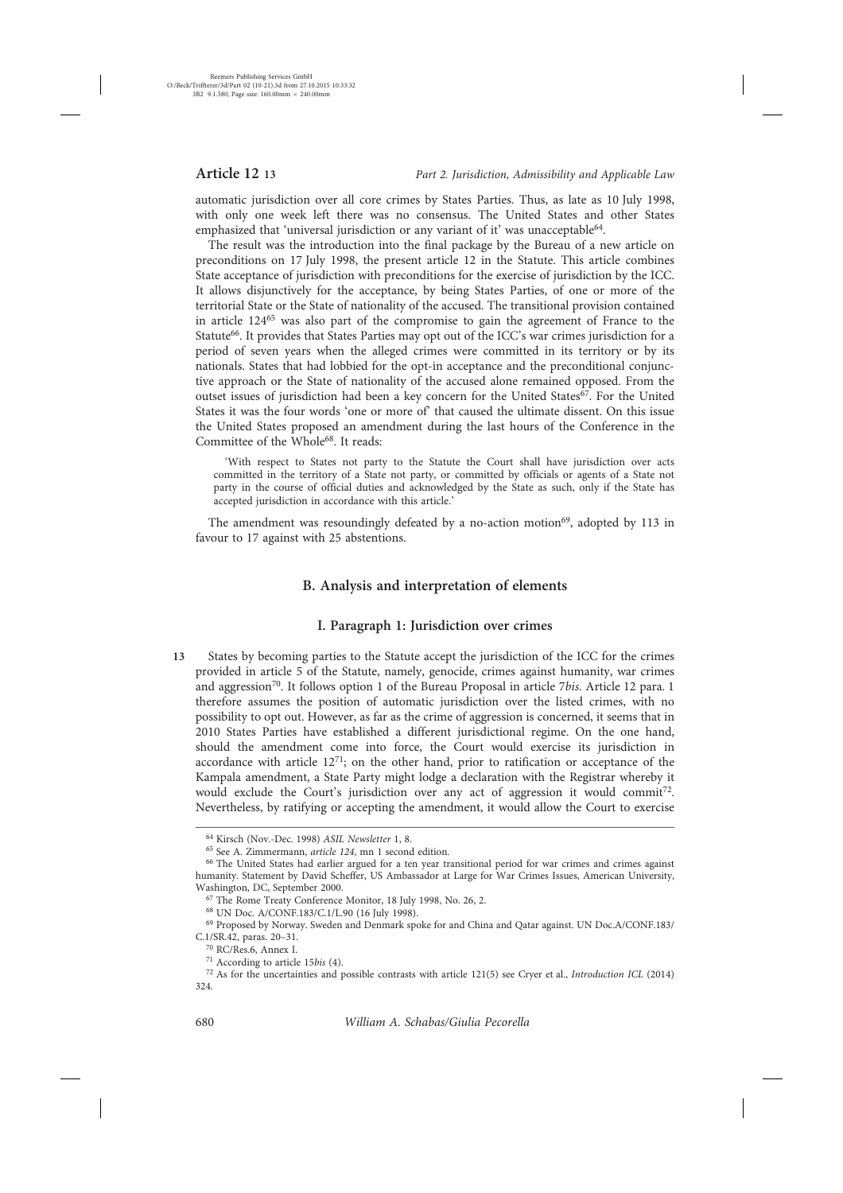automatic jurisdiction over all core crimes by States Parties. Thus, as late as 10 July 1998, with only one week left there was no consensus. The United States and other States emphasized that 'universal jurisdiction or any variant of it' was unacceptable[64].

The result was the introduction into the final package by the Bureau of a new article on preconditions on 17 July 1998, the present article 12 in the Statute. This article combines State acceptance of jurisdiction with preconditions for the exercise of jurisdiction by the ICC. It allows disjunctively for the acceptance, by being States Parties, of one or more of the territorial State or the State of nationality of the accused. The transitional provision contained in article 124[65] was also part of the compromise to gain the agreement of France to the Statute[66]. It provides that States Parties may opt out of the ICC's war crimes jurisdiction for a period of seven years when the alleged crimes were committed in its territory or by its nationals. States that had lobbied for the opt-in acceptance and the preconditional conjunctive approach or the State of nationality of the accused alone remained opposed. From the outset issues of jurisdiction had been a key concern for the United States[67]. For the United States it was the four words 'one or more of' that caused the ultimate dissent. On this issue the United States proposed an amendment during the last hours of the Conference in the Committee of the Whole[68]. It reads:

> 'With respect to States not party to the Statute the Court shall have jurisdiction over acts committed in the territory of a State not party, or committed by officials or agents of a State not party in the course of official duties and acknowledged by the State as such, only if the State has accepted jurisdiction in accordance with this article.'

The amendment was resoundingly defeated by a no-action motion[69], adopted by 113 in favour to 17 against with 25 abstentions.

## B. Analysis and interpretation of elements

### I. Paragraph 1: Jurisdiction over crimes

**13** States by becoming parties to the Statute accept the jurisdiction of the ICC for the crimes provided in article 5 of the Statute, namely, genocide, crimes against humanity, war crimes and aggression[70]. It follows option 1 of the Bureau Proposal in article 7*bis*. Article 12 para. 1 therefore assumes the position of automatic jurisdiction over the listed crimes, with no possibility to opt out. However, as far as the crime of aggression is concerned, it seems that in 2010 States Parties have established a different jurisdictional regime. On the one hand, should the amendment come into force, the Court would exercise its jurisdiction in accordance with article 12[71]; on the other hand, prior to ratification or acceptance of the Kampala amendment, a State Party might lodge a declaration with the Registrar whereby it would exclude the Court's jurisdiction over any act of aggression it would commit[72]. Nevertheless, by ratifying or accepting the amendment, it would allow the Court to exercise

---

[64] Kirsch (Nov.-Dec. 1998) *ASIL Newsletter* 1, 8.

[65] See A. Zimmermann, *article 124*, mn 1 second edition.

[66] The United States had earlier argued for a ten year transitional period for war crimes and crimes against humanity. Statement by David Scheffer, US Ambassador at Large for War Crimes Issues, American University, Washington, DC, September 2000.

[67] The Rome Treaty Conference Monitor, 18 July 1998, No. 26, 2.

[68] UN Doc. A/CONF.183/C.1/L.90 (16 July 1998).

[69] Proposed by Norway. Sweden and Denmark spoke for and China and Qatar against. UN Doc.A/CONF.183/C.1/SR.42, paras. 20–31.

[70] RC/Res.6, Annex I.

[71] According to article 15*bis* (4).

[72] As for the uncertainties and possible contrasts with article 121(5) see Cryer et al., *Introduction ICL* (2014) 324.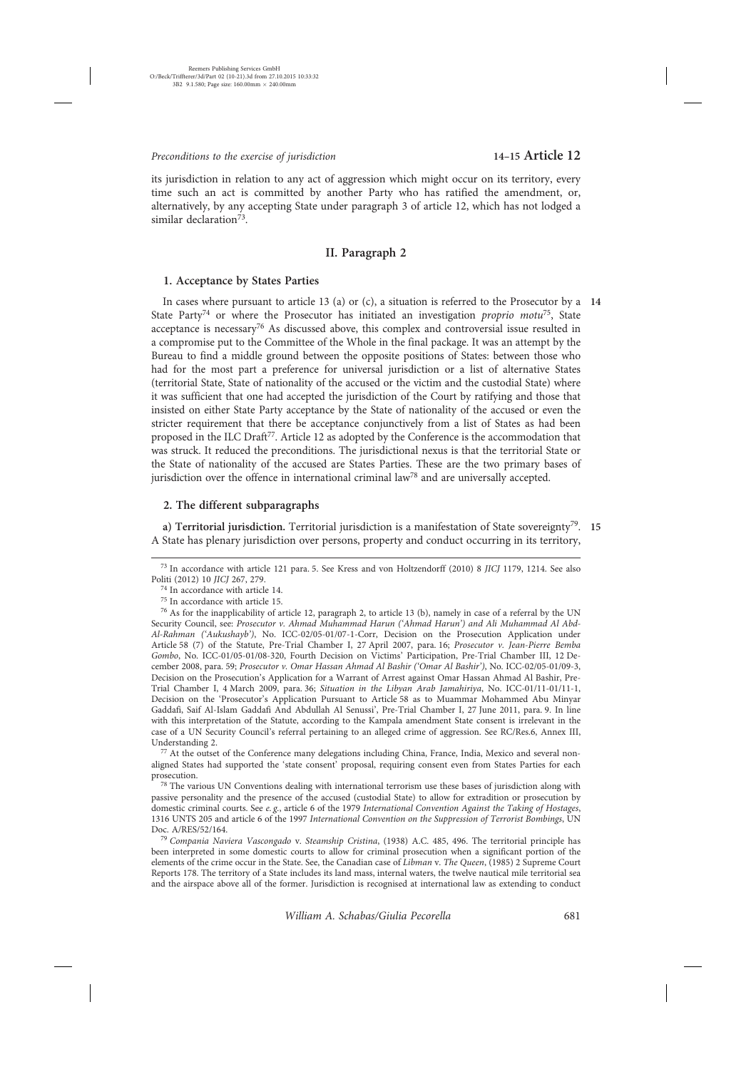its jurisdiction in relation to any act of aggression which might occur on its territory, every time such an act is committed by another Party who has ratified the amendment, or, alternatively, by any accepting State under paragraph 3 of article 12, which has not lodged a similar declaration[73].

## II. Paragraph 2

### 1. Acceptance by States Parties

**14** In cases where pursuant to article 13 (a) or (c), a situation is referred to the Prosecutor by a State Party[74] or where the Prosecutor has initiated an investigation *proprio motu*[75], State acceptance is necessary[76] As discussed above, this complex and controversial issue resulted in a compromise put to the Committee of the Whole in the final package. It was an attempt by the Bureau to find a middle ground between the opposite positions of States: between those who had for the most part a preference for universal jurisdiction or a list of alternative States (territorial State, State of nationality of the accused or the victim and the custodial State) where it was sufficient that one had accepted the jurisdiction of the Court by ratifying and those that insisted on either State Party acceptance by the State of nationality of the accused or even the stricter requirement that there be acceptance conjunctively from a list of States as had been proposed in the ILC Draft[77]. Article 12 as adopted by the Conference is the accommodation that was struck. It reduced the preconditions. The jurisdictional nexus is that the territorial State or the State of nationality of the accused are States Parties. These are the two primary bases of jurisdiction over the offence in international criminal law[78] and are universally accepted.

### 2. The different subparagraphs

**15** **a) Territorial jurisdiction.** Territorial jurisdiction is a manifestation of State sovereignty[79]. A State has plenary jurisdiction over persons, property and conduct occurring in its territory,

---

[73] In accordance with article 121 para. 5. See Kress and von Holtzendorff (2010) 8 *JICJ* 1179, 1214. See also Politi (2012) 10 *JICJ* 267, 279.

[74] In accordance with article 14.

[75] In accordance with article 15.

[76] As for the inapplicability of article 12, paragraph 2, to article 13 (b), namely in case of a referral by the UN Security Council, see: *Prosecutor v. Ahmad Muhammad Harun ('Ahmad Harun') and Ali Muhammad Al Abd-Al-Rahman ('Aukushayb')*, No. ICC-02/05-01/07-1-Corr, Decision on the Prosecution Application under Article 58 (7) of the Statute, Pre-Trial Chamber I, 27 April 2007, para. 16; *Prosecutor v. Jean-Pierre Bemba Gombo*, No. ICC-01/05-01/08-320, Fourth Decision on Victims' Participation, Pre-Trial Chamber III, 12 December 2008, para. 59; *Prosecutor v. Omar Hassan Ahmad Al Bashir ('Omar Al Bashir')*, No. ICC-02/05-01/09-3, Decision on the Prosecution's Application for a Warrant of Arrest against Omar Hassan Ahmad Al Bashir, Pre-Trial Chamber I, 4 March 2009, para. 36; *Situation in the Libyan Arab Jamahiriya*, No. ICC-01/11-01/11-1, Decision on the 'Prosecutor's Application Pursuant to Article 58 as to Muammar Mohammed Abu Minyar Gaddafi, Saif Al-Islam Gaddafi And Abdullah Al Senussi', Pre-Trial Chamber I, 27 June 2011, para. 9. In line with this interpretation of the Statute, according to the Kampala amendment State consent is irrelevant in the case of a UN Security Council's referral pertaining to an alleged crime of aggression. See RC/Res.6, Annex III, Understanding 2.

[77] At the outset of the Conference many delegations including China, France, India, Mexico and several non-aligned States had supported the 'state consent' proposal, requiring consent even from States Parties for each prosecution.

[78] The various UN Conventions dealing with international terrorism use these bases of jurisdiction along with passive personality and the presence of the accused (custodial State) to allow for extradition or prosecution by domestic criminal courts. See *e.g.*, article 6 of the 1979 *International Convention Against the Taking of Hostages*, 1316 UNTS 205 and article 6 of the 1997 *International Convention on the Suppression of Terrorist Bombings*, UN Doc. A/RES/52/164.

[79] *Compania Naviera Vascongado* v. *Steamship Cristina*, (1938) A.C. 485, 496. The territorial principle has been interpreted in some domestic courts to allow for criminal prosecution when a significant portion of the elements of the crime occur in the State. See, the Canadian case of *Libman* v. *The Queen*, (1985) 2 Supreme Court Reports 178. The territory of a State includes its land mass, internal waters, the twelve nautical mile territorial sea and the airspace above all of the former. Jurisdiction is recognised at international law as extending to conduct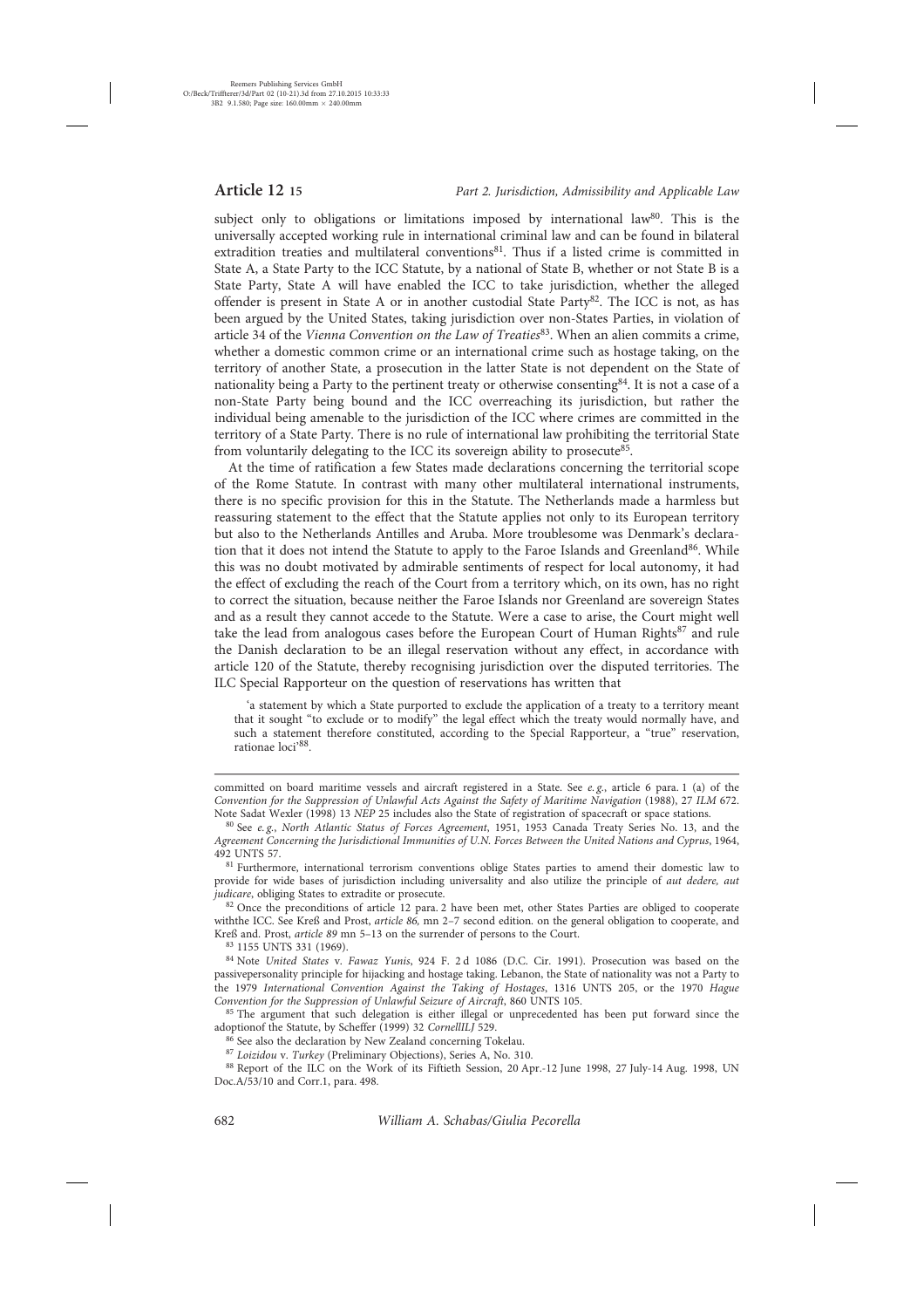subject only to obligations or limitations imposed by international law[80]. This is the universally accepted working rule in international criminal law and can be found in bilateral extradition treaties and multilateral conventions[81]. Thus if a listed crime is committed in State A, a State Party to the ICC Statute, by a national of State B, whether or not State B is a State Party, State A will have enabled the ICC to take jurisdiction, whether the alleged offender is present in State A or in another custodial State Party[82]. The ICC is not, as has been argued by the United States, taking jurisdiction over non-States Parties, in violation of article 34 of the *Vienna Convention on the Law of Treaties*[83]. When an alien commits a crime, whether a domestic common crime or an international crime such as hostage taking, on the territory of another State, a prosecution in the latter State is not dependent on the State of nationality being a Party to the pertinent treaty or otherwise consenting[84]. It is not a case of a non-State Party being bound and the ICC overreaching its jurisdiction, but rather the individual being amenable to the jurisdiction of the ICC where crimes are committed in the territory of a State Party. There is no rule of international law prohibiting the territorial State from voluntarily delegating to the ICC its sovereign ability to prosecute[85].

At the time of ratification a few States made declarations concerning the territorial scope of the Rome Statute. In contrast with many other multilateral international instruments, there is no specific provision for this in the Statute. The Netherlands made a harmless but reassuring statement to the effect that the Statute applies not only to its European territory but also to the Netherlands Antilles and Aruba. More troublesome was Denmark's declaration that it does not intend the Statute to apply to the Faroe Islands and Greenland[86]. While this was no doubt motivated by admirable sentiments of respect for local autonomy, it had the effect of excluding the reach of the Court from a territory which, on its own, has no right to correct the situation, because neither the Faroe Islands nor Greenland are sovereign States and as a result they cannot accede to the Statute. Were a case to arise, the Court might well take the lead from analogous cases before the European Court of Human Rights[87] and rule the Danish declaration to be an illegal reservation without any effect, in accordance with article 120 of the Statute, thereby recognising jurisdiction over the disputed territories. The ILC Special Rapporteur on the question of reservations has written that

> 'a statement by which a State purported to exclude the application of a treaty to a territory meant that it sought "to exclude or to modify" the legal effect which the treaty would normally have, and such a statement therefore constituted, according to the Special Rapporteur, a "true" reservation, rationae loci'[88].

---

committed on board maritime vessels and aircraft registered in a State. See *e.g.*, article 6 para. 1 (a) of the *Convention for the Suppression of Unlawful Acts Against the Safety of Maritime Navigation* (1988), 27 *ILM* 672. Note Sadat Wexler (1998) 13 *NEP* 25 includes also the State of registration of spacecraft or space stations.

[80] See *e.g.*, *North Atlantic Status of Forces Agreement*, 1951, 1953 Canada Treaty Series No. 13, and the *Agreement Concerning the Jurisdictional Immunities of U.N. Forces Between the United Nations and Cyprus*, 1964, 492 UNTS 57.

[81] Furthermore, international terrorism conventions oblige States parties to amend their domestic law to provide for wide bases of jurisdiction including universality and also utilize the principle of *aut dedere, aut judicare*, obliging States to extradite or prosecute.

[82] Once the preconditions of article 12 para. 2 have been met, other States Parties are obliged to cooperate withthe ICC. See Kreß and Prost, *article 86,* mn 2–7 second edition. on the general obligation to cooperate, and Kreß and. Prost, *article 89* mn 5–13 on the surrender of persons to the Court.

[83] 1155 UNTS 331 (1969).

[84] Note *United States* v. *Fawaz Yunis*, 924 F. 2 d 1086 (D.C. Cir. 1991). Prosecution was based on the passivepersonality principle for hijacking and hostage taking. Lebanon, the State of nationality was not a Party to the 1979 *International Convention Against the Taking of Hostages*, 1316 UNTS 205, or the 1970 *Hague Convention for the Suppression of Unlawful Seizure of Aircraft*, 860 UNTS 105.

[85] The argument that such delegation is either illegal or unprecedented has been put forward since the adoptionof the Statute, by Scheffer (1999) 32 *CornellILJ* 529.

[86] See also the declaration by New Zealand concerning Tokelau.

[87] *Loizidou* v. *Turkey* (Preliminary Objections), Series A, No. 310.

[88] Report of the ILC on the Work of its Fiftieth Session, 20 Apr.-12 June 1998, 27 July-14 Aug. 1998, UN Doc.A/53/10 and Corr.1, para. 498.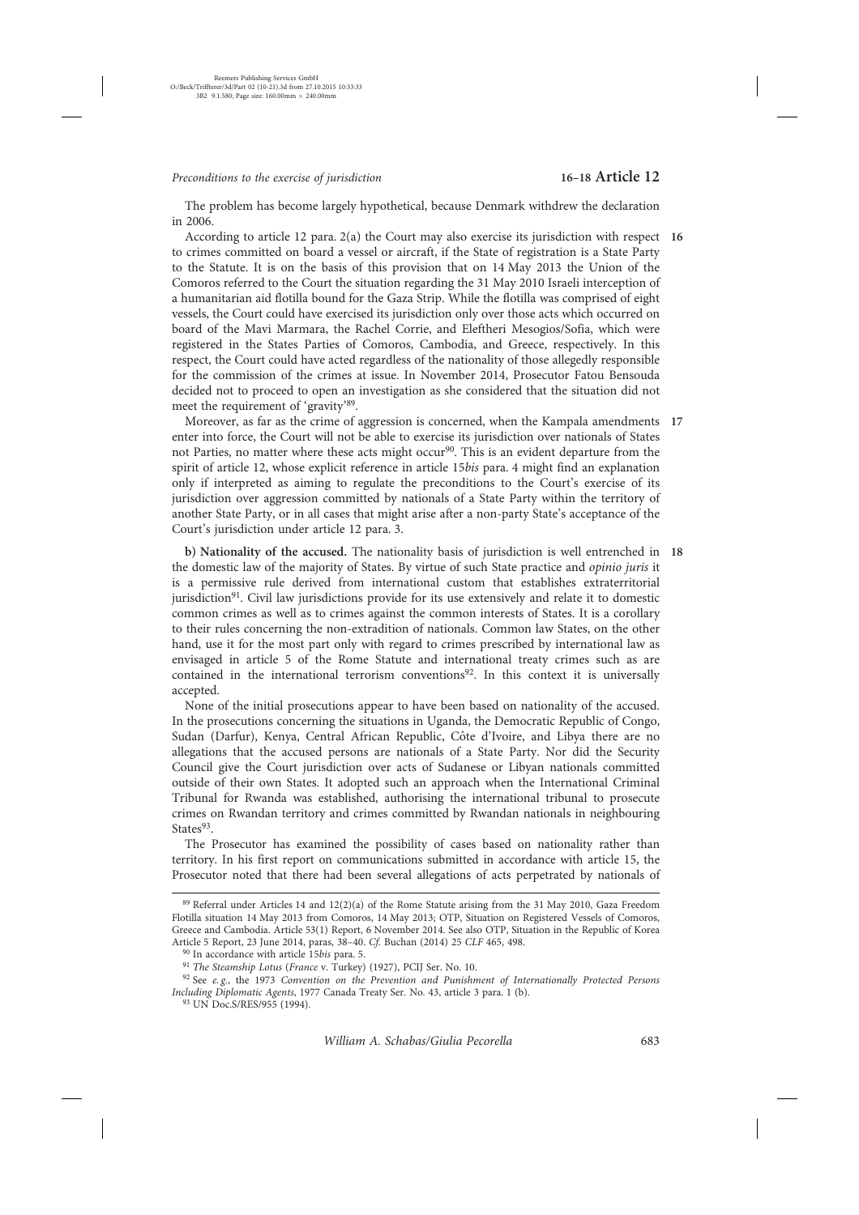The problem has become largely hypothetical, because Denmark withdrew the declaration in 2006.

**16** According to article 12 para. 2(a) the Court may also exercise its jurisdiction with respect to crimes committed on board a vessel or aircraft, if the State of registration is a State Party to the Statute. It is on the basis of this provision that on 14 May 2013 the Union of the Comoros referred to the Court the situation regarding the 31 May 2010 Israeli interception of a humanitarian aid flotilla bound for the Gaza Strip. While the flotilla was comprised of eight vessels, the Court could have exercised its jurisdiction only over those acts which occurred on board of the Mavi Marmara, the Rachel Corrie, and Eleftheri Mesogios/Sofia, which were registered in the States Parties of Comoros, Cambodia, and Greece, respectively. In this respect, the Court could have acted regardless of the nationality of those allegedly responsible for the commission of the crimes at issue. In November 2014, Prosecutor Fatou Bensouda decided not to proceed to open an investigation as she considered that the situation did not meet the requirement of 'gravity'[89].

**17** Moreover, as far as the crime of aggression is concerned, when the Kampala amendments enter into force, the Court will not be able to exercise its jurisdiction over nationals of States not Parties, no matter where these acts might occur[90]. This is an evident departure from the spirit of article 12, whose explicit reference in article 15*bis* para. 4 might find an explanation only if interpreted as aiming to regulate the preconditions to the Court's exercise of its jurisdiction over aggression committed by nationals of a State Party within the territory of another State Party, or in all cases that might arise after a non-party State's acceptance of the Court's jurisdiction under article 12 para. 3.

**18** **b) Nationality of the accused.** The nationality basis of jurisdiction is well entrenched in the domestic law of the majority of States. By virtue of such State practice and *opinio juris* it is a permissive rule derived from international custom that establishes extraterritorial jurisdiction[91]. Civil law jurisdictions provide for its use extensively and relate it to domestic common crimes as well as to crimes against the common interests of States. It is a corollary to their rules concerning the non-extradition of nationals. Common law States, on the other hand, use it for the most part only with regard to crimes prescribed by international law as envisaged in article 5 of the Rome Statute and international treaty crimes such as are contained in the international terrorism conventions[92]. In this context it is universally accepted.

None of the initial prosecutions appear to have been based on nationality of the accused. In the prosecutions concerning the situations in Uganda, the Democratic Republic of Congo, Sudan (Darfur), Kenya, Central African Republic, Côte d'Ivoire, and Libya there are no allegations that the accused persons are nationals of a State Party. Nor did the Security Council give the Court jurisdiction over acts of Sudanese or Libyan nationals committed outside of their own States. It adopted such an approach when the International Criminal Tribunal for Rwanda was established, authorising the international tribunal to prosecute crimes on Rwandan territory and crimes committed by Rwandan nationals in neighbouring States[93].

The Prosecutor has examined the possibility of cases based on nationality rather than territory. In his first report on communications submitted in accordance with article 15, the Prosecutor noted that there had been several allegations of acts perpetrated by nationals of

---

[89] Referral under Articles 14 and 12(2)(a) of the Rome Statute arising from the 31 May 2010, Gaza Freedom Flotilla situation 14 May 2013 from Comoros, 14 May 2013; OTP, Situation on Registered Vessels of Comoros, Greece and Cambodia. Article 53(1) Report, 6 November 2014. See also OTP, Situation in the Republic of Korea Article 5 Report, 23 June 2014, paras, 38–40. *Cf.* Buchan (2014) 25 *CLF* 465, 498.

[90] In accordance with article 15*bis* para. 5.

[91] *The Steamship Lotus* (*France* v. Turkey) (1927), PCIJ Ser. No. 10.

[92] See *e.g.*, the 1973 *Convention on the Prevention and Punishment of Internationally Protected Persons Including Diplomatic Agents*, 1977 Canada Treaty Ser. No. 43, article 3 para. 1 (b).

[93] UN Doc.S/RES/955 (1994).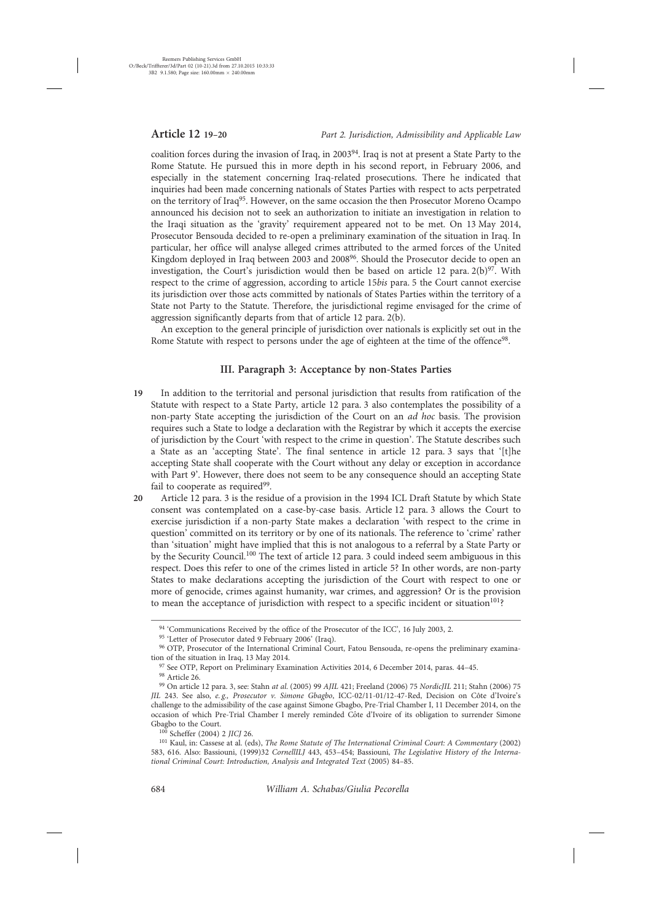coalition forces during the invasion of Iraq, in 2003[94]. Iraq is not at present a State Party to the Rome Statute. He pursued this in more depth in his second report, in February 2006, and especially in the statement concerning Iraq-related prosecutions. There he indicated that inquiries had been made concerning nationals of States Parties with respect to acts perpetrated on the territory of Iraq[95]. However, on the same occasion the then Prosecutor Moreno Ocampo announced his decision not to seek an authorization to initiate an investigation in relation to the Iraqi situation as the 'gravity' requirement appeared not to be met. On 13 May 2014, Prosecutor Bensouda decided to re-open a preliminary examination of the situation in Iraq. In particular, her office will analyse alleged crimes attributed to the armed forces of the United Kingdom deployed in Iraq between 2003 and 2008[96]. Should the Prosecutor decide to open an investigation, the Court's jurisdiction would then be based on article 12 para. 2(b)[97]. With respect to the crime of aggression, according to article 15*bis* para. 5 the Court cannot exercise its jurisdiction over those acts committed by nationals of States Parties within the territory of a State not Party to the Statute. Therefore, the jurisdictional regime envisaged for the crime of aggression significantly departs from that of article 12 para. 2(b).

An exception to the general principle of jurisdiction over nationals is explicitly set out in the Rome Statute with respect to persons under the age of eighteen at the time of the offence[98].

### III. Paragraph 3: Acceptance by non-States Parties

**19** In addition to the territorial and personal jurisdiction that results from ratification of the Statute with respect to a State Party, article 12 para. 3 also contemplates the possibility of a non-party State accepting the jurisdiction of the Court on an *ad hoc* basis. The provision requires such a State to lodge a declaration with the Registrar by which it accepts the exercise of jurisdiction by the Court 'with respect to the crime in question'. The Statute describes such a State as an 'accepting State'. The final sentence in article 12 para. 3 says that '[t]he accepting State shall cooperate with the Court without any delay or exception in accordance with Part 9'. However, there does not seem to be any consequence should an accepting State fail to cooperate as required[99].

**20** Article 12 para. 3 is the residue of a provision in the 1994 ICL Draft Statute by which State consent was contemplated on a case-by-case basis. Article 12 para. 3 allows the Court to exercise jurisdiction if a non-party State makes a declaration 'with respect to the crime in question' committed on its territory or by one of its nationals. The reference to 'crime' rather than 'situation' might have implied that this is not analogous to a referral by a State Party or by the Security Council.[100] The text of article 12 para. 3 could indeed seem ambiguous in this respect. Does this refer to one of the crimes listed in article 5? In other words, are non-party States to make declarations accepting the jurisdiction of the Court with respect to one or more of genocide, crimes against humanity, war crimes, and aggression? Or is the provision to mean the acceptance of jurisdiction with respect to a specific incident or situation[101]?

---

[94] 'Communications Received by the office of the Prosecutor of the ICC', 16 July 2003, 2.

[95] 'Letter of Prosecutor dated 9 February 2006' (Iraq).

[96] OTP, Prosecutor of the International Criminal Court, Fatou Bensouda, re-opens the preliminary examination of the situation in Iraq, 13 May 2014.

[97] See OTP, Report on Preliminary Examination Activities 2014, 6 December 2014, paras. 44–45.

[98] Article 26.

[99] On article 12 para. 3, see: Stahn *at al.* (2005) 99 *AJIL* 421; Freeland (2006) 75 *NordicJIL* 211; Stahn (2006) 75 *JIL* 243. See also, *e.g., Prosecutor v. Simone Gbagbo*, ICC-02/11-01/12-47-Red, Decision on Côte d'Ivoire's challenge to the admissibility of the case against Simone Gbagbo, Pre-Trial Chamber I, 11 December 2014, on the occasion of which Pre-Trial Chamber I merely reminded Côte d'Ivoire of its obligation to surrender Simone Gbagbo to the Court.

[100] Scheffer (2004) 2 *JICJ* 26.

[101] Kaul, in: Cassese at al. (eds), *The Rome Statute of The International Criminal Court: A Commentary* (2002) 583, 616. Also: Bassiouni, (1999)32 *CornellILJ* 443, 453–454; Bassiouni, *The Legislative History of the International Criminal Court: Introduction, Analysis and Integrated Text* (2005) 84–85.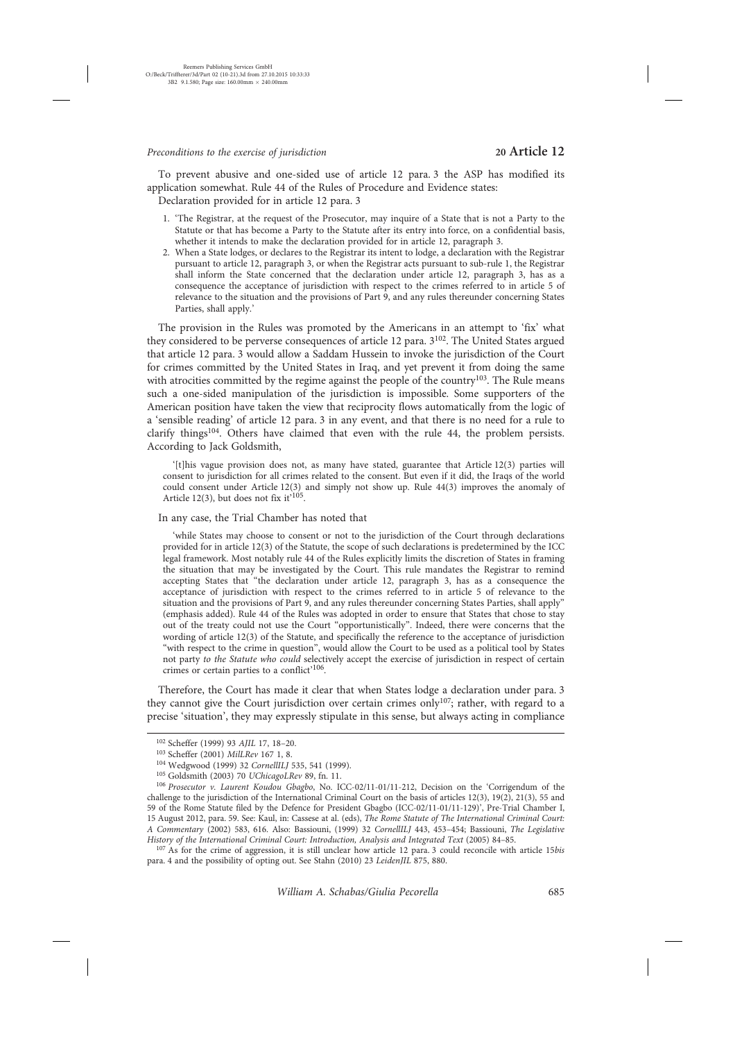To prevent abusive and one-sided use of article 12 para. 3 the ASP has modified its application somewhat. Rule 44 of the Rules of Procedure and Evidence states:

Declaration provided for in article 12 para. 3

1. 'The Registrar, at the request of the Prosecutor, may inquire of a State that is not a Party to the Statute or that has become a Party to the Statute after its entry into force, on a confidential basis, whether it intends to make the declaration provided for in article 12, paragraph 3.
2. When a State lodges, or declares to the Registrar its intent to lodge, a declaration with the Registrar pursuant to article 12, paragraph 3, or when the Registrar acts pursuant to sub-rule 1, the Registrar shall inform the State concerned that the declaration under article 12, paragraph 3, has as a consequence the acceptance of jurisdiction with respect to the crimes referred to in article 5 of relevance to the situation and the provisions of Part 9, and any rules thereunder concerning States Parties, shall apply.'

The provision in the Rules was promoted by the Americans in an attempt to 'fix' what they considered to be perverse consequences of article 12 para. 3[102]. The United States argued that article 12 para. 3 would allow a Saddam Hussein to invoke the jurisdiction of the Court for crimes committed by the United States in Iraq, and yet prevent it from doing the same with atrocities committed by the regime against the people of the country[103]. The Rule means such a one-sided manipulation of the jurisdiction is impossible. Some supporters of the American position have taken the view that reciprocity flows automatically from the logic of a 'sensible reading' of article 12 para. 3 in any event, and that there is no need for a rule to clarify things[104]. Others have claimed that even with the rule 44, the problem persists. According to Jack Goldsmith,

> '[t]his vague provision does not, as many have stated, guarantee that Article 12(3) parties will consent to jurisdiction for all crimes related to the consent. But even if it did, the Iraqs of the world could consent under Article 12(3) and simply not show up. Rule 44(3) improves the anomaly of Article 12(3), but does not fix it'[105].

In any case, the Trial Chamber has noted that

> 'while States may choose to consent or not to the jurisdiction of the Court through declarations provided for in article 12(3) of the Statute, the scope of such declarations is predetermined by the ICC legal framework. Most notably rule 44 of the Rules explicitly limits the discretion of States in framing the situation that may be investigated by the Court. This rule mandates the Registrar to remind accepting States that "the declaration under article 12, paragraph 3, has as a consequence the acceptance of jurisdiction with respect to the crimes referred to in article 5 of relevance to the situation and the provisions of Part 9, and any rules thereunder concerning States Parties, shall apply" (emphasis added). Rule 44 of the Rules was adopted in order to ensure that States that chose to stay out of the treaty could not use the Court "opportunistically". Indeed, there were concerns that the wording of article 12(3) of the Statute, and specifically the reference to the acceptance of jurisdiction "with respect to the crime in question", would allow the Court to be used as a political tool by States not party *to the Statute who could* selectively accept the exercise of jurisdiction in respect of certain crimes or certain parties to a conflict'[106].

Therefore, the Court has made it clear that when States lodge a declaration under para. 3 they cannot give the Court jurisdiction over certain crimes only[107]; rather, with regard to a precise 'situation', they may expressly stipulate in this sense, but always acting in compliance

---

[102] Scheffer (1999) 93 *AJIL* 17, 18–20.

[103] Scheffer (2001) *MilLRev* 167 1, 8.

[104] Wedgwood (1999) 32 *CornellILJ* 535, 541 (1999).

[105] Goldsmith (2003) 70 *UChicagoLRev* 89, fn. 11.

[106] *Prosecutor v. Laurent Koudou Gbagbo*, No. ICC-02/11-01/11-212, Decision on the 'Corrigendum of the challenge to the jurisdiction of the International Criminal Court on the basis of articles 12(3), 19(2), 21(3), 55 and 59 of the Rome Statute filed by the Defence for President Gbagbo (ICC-02/11-01/11-129)', Pre-Trial Chamber I, 15 August 2012, para. 59. See: Kaul, in: Cassese at al. (eds), *The Rome Statute of The International Criminal Court: A Commentary* (2002) 583, 616. Also: Bassiouni, (1999) 32 *CornellILJ* 443, 453–454; Bassiouni, *The Legislative History of the International Criminal Court: Introduction, Analysis and Integrated Text* (2005) 84–85.

[107] As for the crime of aggression, it is still unclear how article 12 para. 3 could reconcile with article 15*bis* para. 4 and the possibility of opting out. See Stahn (2010) 23 *LeidenJIL* 875, 880.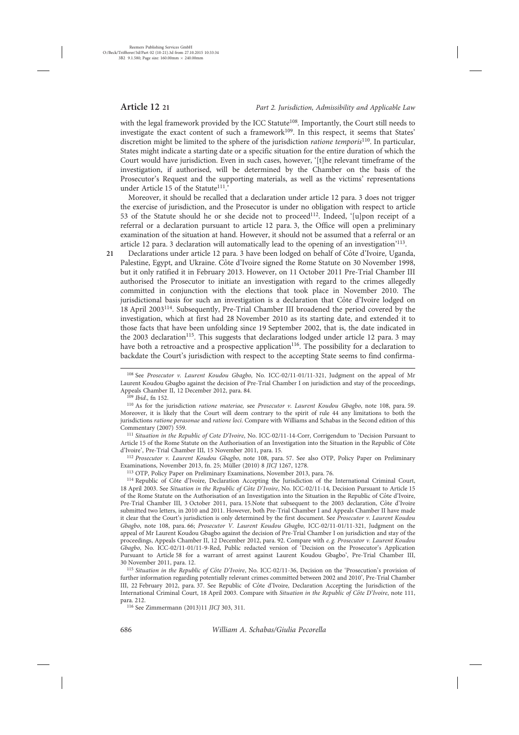with the legal framework provided by the ICC Statute[108]. Importantly, the Court still needs to investigate the exact content of such a framework[109]. In this respect, it seems that States' discretion might be limited to the sphere of the jurisdiction *ratione temporis*[110]. In particular, States might indicate a starting date or a specific situation for the entire duration of which the Court would have jurisdiction. Even in such cases, however, '[t]he relevant timeframe of the investigation, if authorised, will be determined by the Chamber on the basis of the Prosecutor's Request and the supporting materials, as well as the victims' representations under Article 15 of the Statute[111].'

Moreover, it should be recalled that a declaration under article 12 para. 3 does not trigger the exercise of jurisdiction, and the Prosecutor is under no obligation with respect to article 53 of the Statute should he or she decide not to proceed[112]. Indeed, '[u]pon receipt of a referral or a declaration pursuant to article 12 para. 3, the Office will open a preliminary examination of the situation at hand. However, it should not be assumed that a referral or an article 12 para. 3 declaration will automatically lead to the opening of an investigation'[113].

**21** Declarations under article 12 para. 3 have been lodged on behalf of Côte d'Ivoire, Uganda, Palestine, Egypt, and Ukraine. Côte d'Ivoire signed the Rome Statute on 30 November 1998, but it only ratified it in February 2013. However, on 11 October 2011 Pre-Trial Chamber III authorised the Prosecutor to initiate an investigation with regard to the crimes allegedly committed in conjunction with the elections that took place in November 2010. The jurisdictional basis for such an investigation is a declaration that Côte d'Ivoire lodged on 18 April 2003[114]. Subsequently, Pre-Trial Chamber III broadened the period covered by the investigation, which at first had 28 November 2010 as its starting date, and extended it to those facts that have been unfolding since 19 September 2002, that is, the date indicated in the 2003 declaration[115]. This suggests that declarations lodged under article 12 para. 3 may have both a retroactive and a prospective application[116]. The possibility for a declaration to backdate the Court's jurisdiction with respect to the accepting State seems to find confirma-

---

[108] See *Prosecutor v. Laurent Koudou Gbagbo*, No. ICC-02/11-01/11-321, Judgment on the appeal of Mr Laurent Koudou Gbagbo against the decision of Pre-Trial Chamber I on jurisdiction and stay of the proceedings, Appeals Chamber II, 12 December 2012, para. 84.

[109] *Ibid*., fn 152.

[110] As for the jurisdiction *ratione materiae*, see *Prosecutor v. Laurent Koudou Gbagbo*, note 108, para. 59. Moreover, it is likely that the Court will deem contrary to the spirit of rule 44 any limitations to both the jurisdictions *ratione perasonae* and *ratione loci*. Compare with Williams and Schabas in the Second edition of this Commentary (2007) 559.

[111] *Situation in the Republic of Cote D'Ivoire*, No. ICC-02/11-14-Corr, Corrigendum to 'Decision Pursuant to Article 15 of the Rome Statute on the Authorisation of an Investigation into the Situation in the Republic of Côte d'Ivoire', Pre-Trial Chamber III, 15 November 2011, para. 15.

[112] *Prosecutor v. Laurent Koudou Gbagbo*, note 108, para. 57. See also OTP, Policy Paper on Preliminary Examinations, November 2013, fn. 25; Müller (2010) 8 *JICJ* 1267, 1278.

[113] OTP, Policy Paper on Preliminary Examinations, November 2013, para. 76.

[114] Republic of Côte d'Ivoire, Declaration Accepting the Jurisdiction of the International Criminal Court, 18 April 2003. See *Situation in the Republic of Côte D'Ivoire*, No. ICC-02/11-14, Decision Pursuant to Article 15 of the Rome Statute on the Authorisation of an Investigation into the Situation in the Republic of Côte d'Ivoire, Pre-Trial Chamber III, 3 October 2011, para. 15.Note that subsequent to the 2003 declaration, Côte d'Ivoire submitted two letters, in 2010 and 2011. However, both Pre-Trial Chamber I and Appeals Chamber II have made it clear that the Court's jurisdiction is only determined by the first document. See *Prosecutor v. Laurent Koudou Gbagbo*, note 108, para. 66; *Prosecutor V. Laurent Koudou Gbagbo*, ICC-02/11-01/11-321, Judgment on the appeal of Mr Laurent Koudou Gbagbo against the decision of Pre-Trial Chamber I on jurisdiction and stay of the proceedings, Appeals Chamber II, 12 December 2012, para. 92. Compare with *e. g. Prosecutor v. Laurent Koudou Gbagbo*, No. ICC-02/11-01/11-9-Red, Public redacted version of 'Decision on the Prosecutor's Application Pursuant to Article 58 for a warrant of arrest against Laurent Koudou Gbagbo', Pre-Trial Chamber III, 30 November 2011, para. 12.

[115] *Situation in the Republic of Côte D'Ivoire*, No. ICC-02/11-36, Decision on the 'Prosecution's provision of further information regarding potentially relevant crimes committed between 2002 and 2010', Pre-Trial Chamber III, 22 February 2012, para. 37. See Republic of Côte d'Ivoire, Declaration Accepting the Jurisdiction of the International Criminal Court, 18 April 2003. Compare with *Situation in the Republic of Côte D'Ivoire*, note 111, para. 212.

[116] See Zimmermann (2013)11 *JICJ* 303, 311.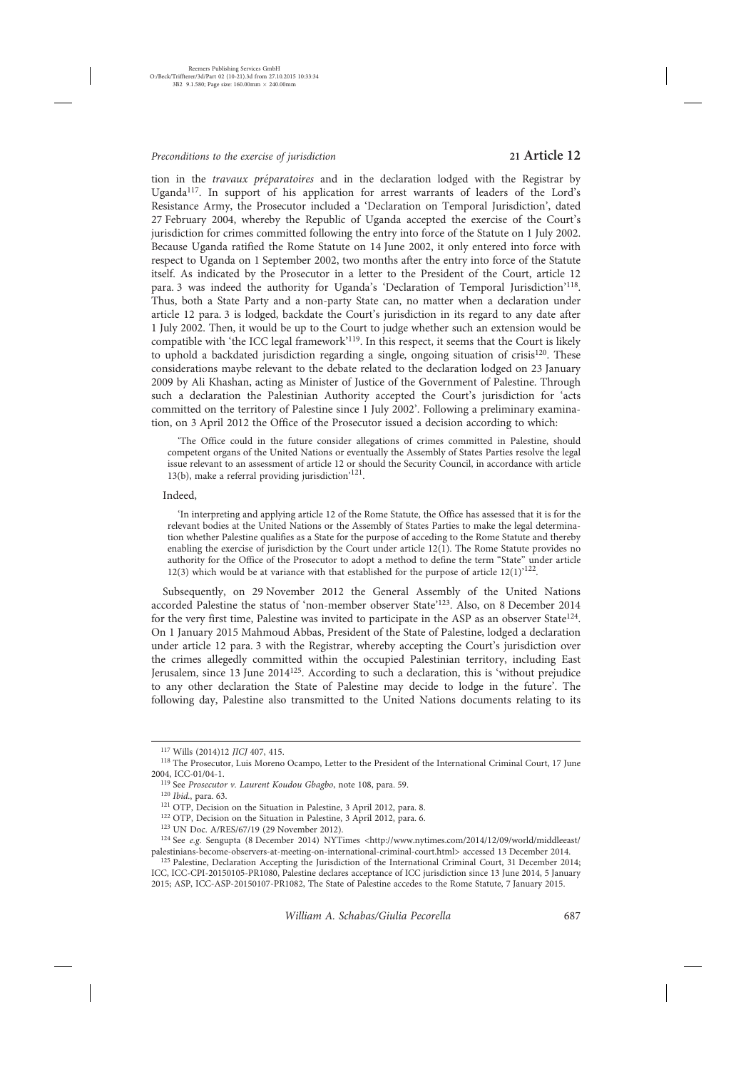tion in the *travaux préparatoires* and in the declaration lodged with the Registrar by Uganda[117]. In support of his application for arrest warrants of leaders of the Lord's Resistance Army, the Prosecutor included a 'Declaration on Temporal Jurisdiction', dated 27 February 2004, whereby the Republic of Uganda accepted the exercise of the Court's jurisdiction for crimes committed following the entry into force of the Statute on 1 July 2002. Because Uganda ratified the Rome Statute on 14 June 2002, it only entered into force with respect to Uganda on 1 September 2002, two months after the entry into force of the Statute itself. As indicated by the Prosecutor in a letter to the President of the Court, article 12 para. 3 was indeed the authority for Uganda's 'Declaration of Temporal Jurisdiction'[118]. Thus, both a State Party and a non-party State can, no matter when a declaration under article 12 para. 3 is lodged, backdate the Court's jurisdiction in its regard to any date after 1 July 2002. Then, it would be up to the Court to judge whether such an extension would be compatible with 'the ICC legal framework'[119]. In this respect, it seems that the Court is likely to uphold a backdated jurisdiction regarding a single, ongoing situation of crisis[120]. These considerations maybe relevant to the debate related to the declaration lodged on 23 January 2009 by Ali Khashan, acting as Minister of Justice of the Government of Palestine. Through such a declaration the Palestinian Authority accepted the Court's jurisdiction for 'acts committed on the territory of Palestine since 1 July 2002'. Following a preliminary examination, on 3 April 2012 the Office of the Prosecutor issued a decision according to which:

> 'The Office could in the future consider allegations of crimes committed in Palestine, should competent organs of the United Nations or eventually the Assembly of States Parties resolve the legal issue relevant to an assessment of article 12 or should the Security Council, in accordance with article 13(b), make a referral providing jurisdiction'[121].

Indeed,

> 'In interpreting and applying article 12 of the Rome Statute, the Office has assessed that it is for the relevant bodies at the United Nations or the Assembly of States Parties to make the legal determination whether Palestine qualifies as a State for the purpose of acceding to the Rome Statute and thereby enabling the exercise of jurisdiction by the Court under article 12(1). The Rome Statute provides no authority for the Office of the Prosecutor to adopt a method to define the term "State" under article 12(3) which would be at variance with that established for the purpose of article 12(1)'[122].

Subsequently, on 29 November 2012 the General Assembly of the United Nations accorded Palestine the status of 'non-member observer State'[123]. Also, on 8 December 2014 for the very first time, Palestine was invited to participate in the ASP as an observer State[124]. On 1 January 2015 Mahmoud Abbas, President of the State of Palestine, lodged a declaration under article 12 para. 3 with the Registrar, whereby accepting the Court's jurisdiction over the crimes allegedly committed within the occupied Palestinian territory, including East Jerusalem, since 13 June 2014[125]. According to such a declaration, this is 'without prejudice to any other declaration the State of Palestine may decide to lodge in the future'. The following day, Palestine also transmitted to the United Nations documents relating to its

---

[117] Wills (2014)12 *JICJ* 407, 415.

[118] The Prosecutor, Luis Moreno Ocampo, Letter to the President of the International Criminal Court, 17 June 2004, ICC-01/04-1.

[119] See *Prosecutor v. Laurent Koudou Gbagbo*, note 108, para. 59.

[120] *Ibid.*, para. 63.

[121] OTP, Decision on the Situation in Palestine, 3 April 2012, para. 8.

[122] OTP, Decision on the Situation in Palestine, 3 April 2012, para. 6.

[123] UN Doc. A/RES/67/19 (29 November 2012).

[124] See *e.g.* Sengupta (8 December 2014) NYTimes <http://www.nytimes.com/2014/12/09/world/middleeast/palestinians-become-observers-at-meeting-on-international-criminal-court.html> accessed 13 December 2014.

[125] Palestine, Declaration Accepting the Jurisdiction of the International Criminal Court, 31 December 2014; ICC, ICC-CPI-20150105-PR1080, Palestine declares acceptance of ICC jurisdiction since 13 June 2014, 5 January 2015; ASP, ICC-ASP-20150107-PR1082, The State of Palestine accedes to the Rome Statute, 7 January 2015.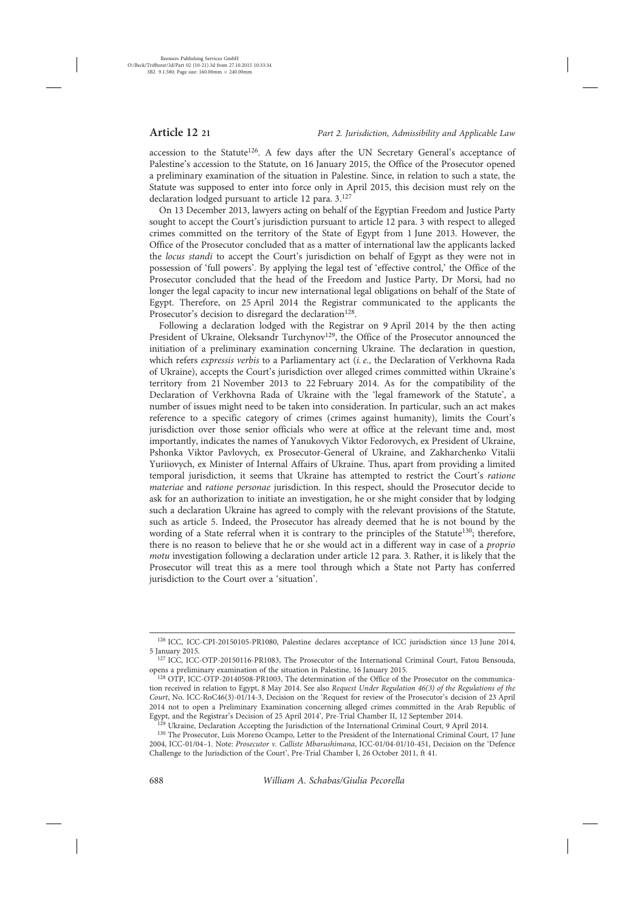accession to the Statute[126]. A few days after the UN Secretary General's acceptance of Palestine's accession to the Statute, on 16 January 2015, the Office of the Prosecutor opened a preliminary examination of the situation in Palestine. Since, in relation to such a state, the Statute was supposed to enter into force only in April 2015, this decision must rely on the declaration lodged pursuant to article 12 para. 3.[127]

On 13 December 2013, lawyers acting on behalf of the Egyptian Freedom and Justice Party sought to accept the Court's jurisdiction pursuant to article 12 para. 3 with respect to alleged crimes committed on the territory of the State of Egypt from 1 June 2013. However, the Office of the Prosecutor concluded that as a matter of international law the applicants lacked the *locus standi* to accept the Court's jurisdiction on behalf of Egypt as they were not in possession of 'full powers'. By applying the legal test of 'effective control,' the Office of the Prosecutor concluded that the head of the Freedom and Justice Party, Dr Morsi, had no longer the legal capacity to incur new international legal obligations on behalf of the State of Egypt. Therefore, on 25 April 2014 the Registrar communicated to the applicants the Prosecutor's decision to disregard the declaration[128].

Following a declaration lodged with the Registrar on 9 April 2014 by the then acting President of Ukraine, Oleksandr Turchynov[129], the Office of the Prosecutor announced the initiation of a preliminary examination concerning Ukraine. The declaration in question, which refers *expressis verbis* to a Parliamentary act (*i. e.,* the Declaration of Verkhovna Rada of Ukraine), accepts the Court's jurisdiction over alleged crimes committed within Ukraine's territory from 21 November 2013 to 22 February 2014. As for the compatibility of the Declaration of Verkhovna Rada of Ukraine with the 'legal framework of the Statute', a number of issues might need to be taken into consideration. In particular, such an act makes reference to a specific category of crimes (crimes against humanity), limits the Court's jurisdiction over those senior officials who were at office at the relevant time and, most importantly, indicates the names of Yanukovych Viktor Fedorovych, ex President of Ukraine, Pshonka Viktor Pavlovych, ex Prosecutor-General of Ukraine, and Zakharchenko Vitalii Yuriiovych, ex Minister of Internal Affairs of Ukraine. Thus, apart from providing a limited temporal jurisdiction, it seems that Ukraine has attempted to restrict the Court's *ratione materiae* and *ratione personae* jurisdiction. In this respect, should the Prosecutor decide to ask for an authorization to initiate an investigation, he or she might consider that by lodging such a declaration Ukraine has agreed to comply with the relevant provisions of the Statute, such as article 5. Indeed, the Prosecutor has already deemed that he is not bound by the wording of a State referral when it is contrary to the principles of the Statute[130]; therefore, there is no reason to believe that he or she would act in a different way in case of a *proprio motu* investigation following a declaration under article 12 para. 3. Rather, it is likely that the Prosecutor will treat this as a mere tool through which a State not Party has conferred jurisdiction to the Court over a 'situation'.

---

[126] ICC, ICC-CPI-20150105-PR1080, Palestine declares acceptance of ICC jurisdiction since 13 June 2014, 5 January 2015.

[127] ICC, ICC-OTP-20150116-PR1083, The Prosecutor of the International Criminal Court, Fatou Bensouda, opens a preliminary examination of the situation in Palestine, 16 January 2015.

[128] OTP, ICC-OTP-20140508-PR1003, The determination of the Office of the Prosecutor on the communication received in relation to Egypt, 8 May 2014. See also *Request Under Regulation 46(3) of the Regulations of the Court*, No. ICC-RoC46(3)-01/14-3, Decision on the 'Request for review of the Prosecutor's decision of 23 April 2014 not to open a Preliminary Examination concerning alleged crimes committed in the Arab Republic of Egypt, and the Registrar's Decision of 25 April 2014', Pre-Trial Chamber II, 12 September 2014.

[129] Ukraine, Declaration Accepting the Jurisdiction of the International Criminal Court, 9 April 2014.

[130] The Prosecutor, Luis Moreno Ocampo, Letter to the President of the International Criminal Court, 17 June 2004, ICC-01/04–1. Note: *Prosecutor v. Calliste Mbarushimana*, ICC-01/04-01/10-451, Decision on the 'Defence Challenge to the Jurisdiction of the Court', Pre-Trial Chamber I, 26 October 2011, ft 41.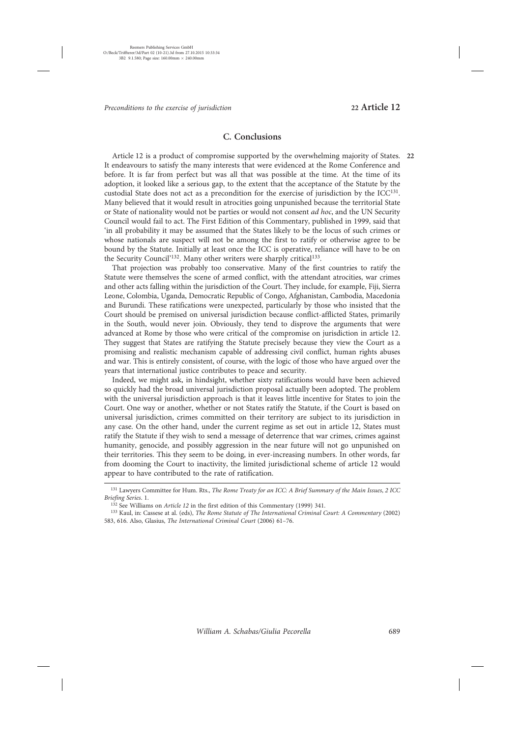## C. Conclusions

**22** Article 12 is a product of compromise supported by the overwhelming majority of States. It endeavours to satisfy the many interests that were evidenced at the Rome Conference and before. It is far from perfect but was all that was possible at the time. At the time of its adoption, it looked like a serious gap, to the extent that the acceptance of the Statute by the custodial State does not act as a precondition for the exercise of jurisdiction by the ICC[131]. Many believed that it would result in atrocities going unpunished because the territorial State or State of nationality would not be parties or would not consent *ad hoc*, and the UN Security Council would fail to act. The First Edition of this Commentary, published in 1999, said that 'in all probability it may be assumed that the States likely to be the locus of such crimes or whose nationals are suspect will not be among the first to ratify or otherwise agree to be bound by the Statute. Initially at least once the ICC is operative, reliance will have to be on the Security Council'[132]. Many other writers were sharply critical[133].

That projection was probably too conservative. Many of the first countries to ratify the Statute were themselves the scene of armed conflict, with the attendant atrocities, war crimes and other acts falling within the jurisdiction of the Court. They include, for example, Fiji, Sierra Leone, Colombia, Uganda, Democratic Republic of Congo, Afghanistan, Cambodia, Macedonia and Burundi. These ratifications were unexpected, particularly by those who insisted that the Court should be premised on universal jurisdiction because conflict-afflicted States, primarily in the South, would never join. Obviously, they tend to disprove the arguments that were advanced at Rome by those who were critical of the compromise on jurisdiction in article 12. They suggest that States are ratifying the Statute precisely because they view the Court as a promising and realistic mechanism capable of addressing civil conflict, human rights abuses and war. This is entirely consistent, of course, with the logic of those who have argued over the years that international justice contributes to peace and security.

Indeed, we might ask, in hindsight, whether sixty ratifications would have been achieved so quickly had the broad universal jurisdiction proposal actually been adopted. The problem with the universal jurisdiction approach is that it leaves little incentive for States to join the Court. One way or another, whether or not States ratify the Statute, if the Court is based on universal jurisdiction, crimes committed on their territory are subject to its jurisdiction in any case. On the other hand, under the current regime as set out in article 12, States must ratify the Statute if they wish to send a message of deterrence that war crimes, crimes against humanity, genocide, and possibly aggression in the near future will not go unpunished on their territories. This they seem to be doing, in ever-increasing numbers. In other words, far from dooming the Court to inactivity, the limited jurisdictional scheme of article 12 would appear to have contributed to the rate of ratification.

---

[131] Lawyers Committee for Hum. Rts., *The Rome Treaty for an ICC: A Brief Summary of the Main Issues*, *2 ICC Briefing Series*. 1.

[132] See Williams on *Article 12* in the first edition of this Commentary (1999) 341.

[133] Kaul, in: Cassese at al. (eds), *The Rome Statute of The International Criminal Court: A Commentary* (2002) 583, 616. Also, Glasius, *The International Criminal Court* (2006) 61–76.